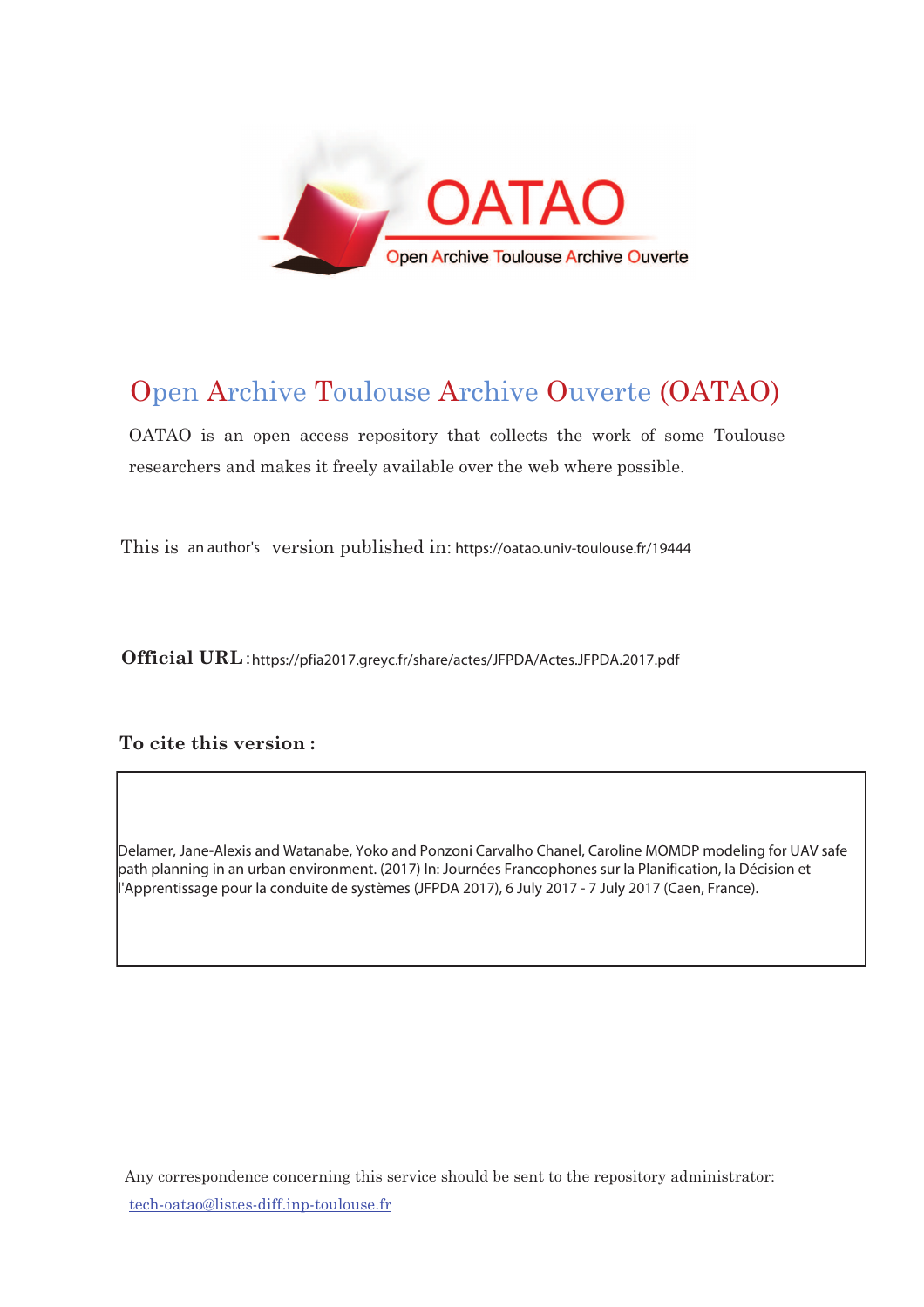# Open Archive Toulouse Archive Ouverte (OATAO)

OATAO is an open access repository that collects the work of some Toulouse researchers and makes it freely available over the web where possible.

This is an author's version published in: https://oatao.univ-toulouse.fr/19444

**Official URL** : https://pfia2017.greyc.fr/share/actes/JFPDA/Actes.JFPDA.2017.pdf

**To cite this version :**

Delamer, Jane-Alexis and Watanabe, Yoko and Ponzoni Carvalho Chanel, Caroline MOMDP modeling for UAV safe path planning in an urban environment. (2017) In: Journées Francophones sur la Planification, la Décision et l'Apprentissage pour la conduite de systèmes (JFPDA 2017), 6 July 2017 - 7 July 2017 (Caen, France).

Any correspondence concerning this service should be sent to the repository administrator: tech-oatao@listes-diff.inp-toulouse.fr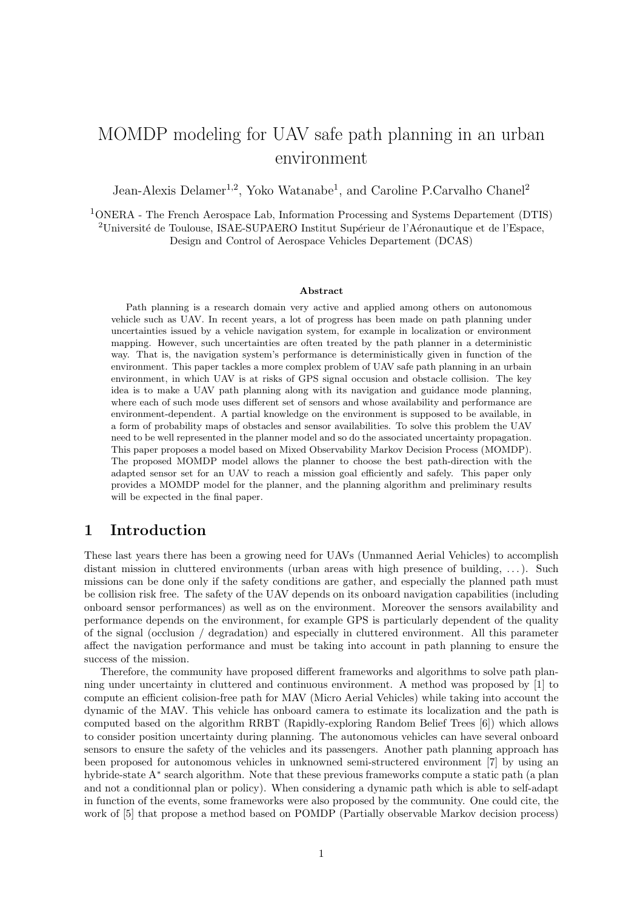# MOMDP modeling for UAV safe path planning in an urban environment

Jean-Alexis Delamer[1,2], Yoko Watanabe[1], and Caroline P.Carvalho Chanel[2]

[1]ONERA - The French Aerospace Lab, Information Processing and Systems Departement (DTIS)
[2]Université de Toulouse, ISAE-SUPAERO Institut Supérieur de l'Aéronautique et de l'Espace, Design and Control of Aerospace Vehicles Departement (DCAS)

### Abstract

Path planning is a research domain very active and applied among others on autonomous vehicle such as UAV. In recent years, a lot of progress has been made on path planning under uncertainties issued by a vehicle navigation system, for example in localization or environment mapping. However, such uncertainties are often treated by the path planner in a deterministic way. That is, the navigation system's performance is deterministically given in function of the environment. This paper tackles a more complex problem of UAV safe path planning in an urbain environment, in which UAV is at risks of GPS signal occusion and obstacle collision. The key idea is to make a UAV path planning along with its navigation and guidance mode planning, where each of such mode uses different set of sensors and whose availability and performance are environment-dependent. A partial knowledge on the environment is supposed to be available, in a form of probability maps of obstacles and sensor availabilities. To solve this problem the UAV need to be well represented in the planner model and so do the associated uncertainty propagation. This paper proposes a model based on Mixed Observability Markov Decision Process (MOMDP). The proposed MOMDP model allows the planner to choose the best path-direction with the adapted sensor set for an UAV to reach a mission goal efficiently and safely. This paper only provides a MOMDP model for the planner, and the planning algorithm and preliminary results will be expected in the final paper.

## 1 Introduction

These last years there has been a growing need for UAVs (Unmanned Aerial Vehicles) to accomplish distant mission in cluttered environments (urban areas with high presence of building, ...). Such missions can be done only if the safety conditions are gather, and especially the planned path must be collision risk free. The safety of the UAV depends on its onboard navigation capabilities (including onboard sensor performances) as well as on the environment. Moreover the sensors availability and performance depends on the environment, for example GPS is particularly dependent of the quality of the signal (occlusion / degradation) and especially in cluttered environment. All this parameter affect the navigation performance and must be taking into account in path planning to ensure the success of the mission.

Therefore, the community have proposed different frameworks and algorithms to solve path planning under uncertainty in cluttered and continuous environment. A method was proposed by [1] to compute an efficient colision-free path for MAV (Micro Aerial Vehicles) while taking into account the dynamic of the MAV. This vehicle has onboard camera to estimate its localization and the path is computed based on the algorithm RRBT (Rapidly-exploring Random Belief Trees [6]) which allows to consider position uncertainty during planning. The autonomous vehicles can have several onboard sensors to ensure the safety of the vehicles and its passengers. Another path planning approach has been proposed for autonomous vehicles in unknowned semi-structered environment [7] by using an hybride-state A$^*$ search algorithm. Note that these previous frameworks compute a static path (a plan and not a conditionnal plan or policy). When considering a dynamic path which is able to self-adapt in function of the events, some frameworks were also proposed by the community. One could cite, the work of [5] that propose a method based on POMDP (Partially observable Markov decision process)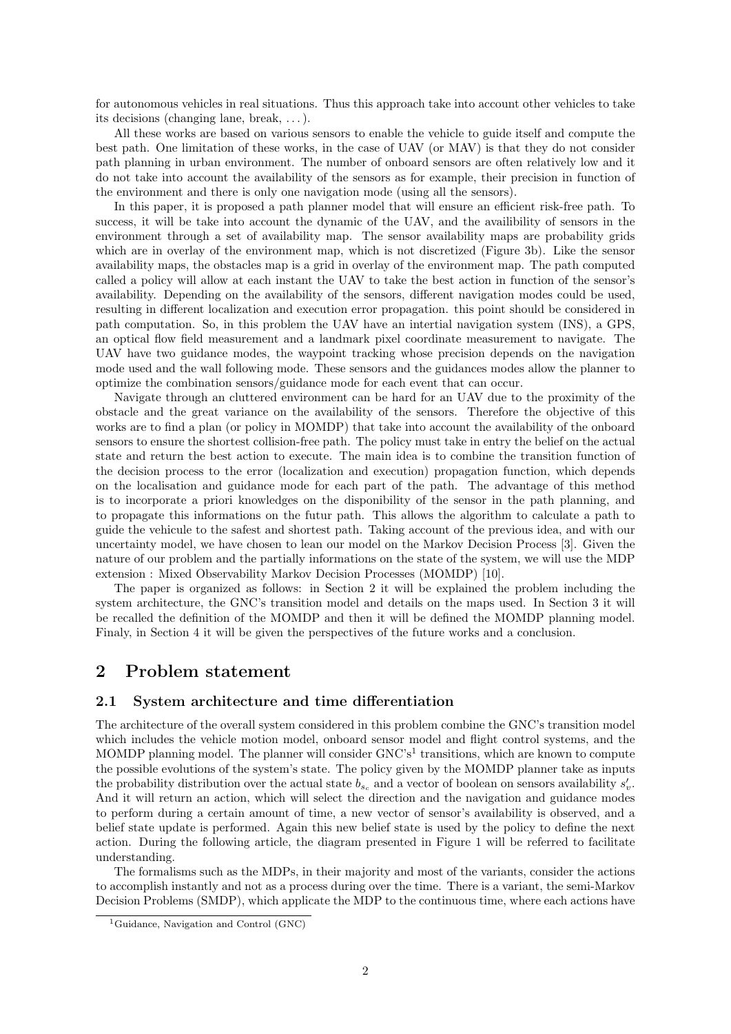for autonomous vehicles in real situations. Thus this approach take into account other vehicles to take its decisions (changing lane, break, . . . ).

All these works are based on various sensors to enable the vehicle to guide itself and compute the best path. One limitation of these works, in the case of UAV (or MAV) is that they do not consider path planning in urban environment. The number of onboard sensors are often relatively low and it do not take into account the availability of the sensors as for example, their precision in function of the environment and there is only one navigation mode (using all the sensors).

In this paper, it is proposed a path planner model that will ensure an efficient risk-free path. To success, it will be take into account the dynamic of the UAV, and the availibility of sensors in the environment through a set of availability map. The sensor availability maps are probability grids which are in overlay of the environment map, which is not discretized (Figure 3b). Like the sensor availability maps, the obstacles map is a grid in overlay of the environment map. The path computed called a policy will allow at each instant the UAV to take the best action in function of the sensor's availability. Depending on the availability of the sensors, different navigation modes could be used, resulting in different localization and execution error propagation. this point should be considered in path computation. So, in this problem the UAV have an intertial navigation system (INS), a GPS, an optical flow field measurement and a landmark pixel coordinate measurement to navigate. The UAV have two guidance modes, the waypoint tracking whose precision depends on the navigation mode used and the wall following mode. These sensors and the guidances modes allow the planner to optimize the combination sensors/guidance mode for each event that can occur.

Navigate through an cluttered environment can be hard for an UAV due to the proximity of the obstacle and the great variance on the availability of the sensors. Therefore the objective of this works are to find a plan (or policy in MOMDP) that take into account the availability of the onboard sensors to ensure the shortest collision-free path. The policy must take in entry the belief on the actual state and return the best action to execute. The main idea is to combine the transition function of the decision process to the error (localization and execution) propagation function, which depends on the localisation and guidance mode for each part of the path. The advantage of this method is to incorporate a priori knowledges on the disponibility of the sensor in the path planning, and to propagate this informations on the futur path. This allows the algorithm to calculate a path to guide the vehicule to the safest and shortest path. Taking account of the previous idea, and with our uncertainty model, we have chosen to lean our model on the Markov Decision Process [3]. Given the nature of our problem and the partially informations on the state of the system, we will use the MDP extension : Mixed Observability Markov Decision Processes (MOMDP) [10].

The paper is organized as follows: in Section 2 it will be explained the problem including the system architecture, the GNC's transition model and details on the maps used. In Section 3 it will be recalled the definition of the MOMDP and then it will be defined the MOMDP planning model. Finaly, in Section 4 it will be given the perspectives of the future works and a conclusion.

## 2 Problem statement

### 2.1 System architecture and time differentiation

The architecture of the overall system considered in this problem combine the GNC's transition model which includes the vehicle motion model, onboard sensor model and flight control systems, and the MOMDP planning model. The planner will consider GNC's[1] transitions, which are known to compute the possible evolutions of the system's state. The policy given by the MOMDP planner take as inputs the probability distribution over the actual state $b_{s_c}$ and a vector of boolean on sensors availability $s'_v$. And it will return an action, which will select the direction and the navigation and guidance modes to perform during a certain amount of time, a new vector of sensor's availability is observed, and a belief state update is performed. Again this new belief state is used by the policy to define the next action. During the following article, the diagram presented in Figure 1 will be referred to facilitate understanding.

The formalisms such as the MDPs, in their majority and most of the variants, consider the actions to accomplish instantly and not as a process during over the time. There is a variant, the semi-Markov Decision Problems (SMDP), which applicate the MDP to the continuous time, where each actions have

[1] Guidance, Navigation and Control (GNC)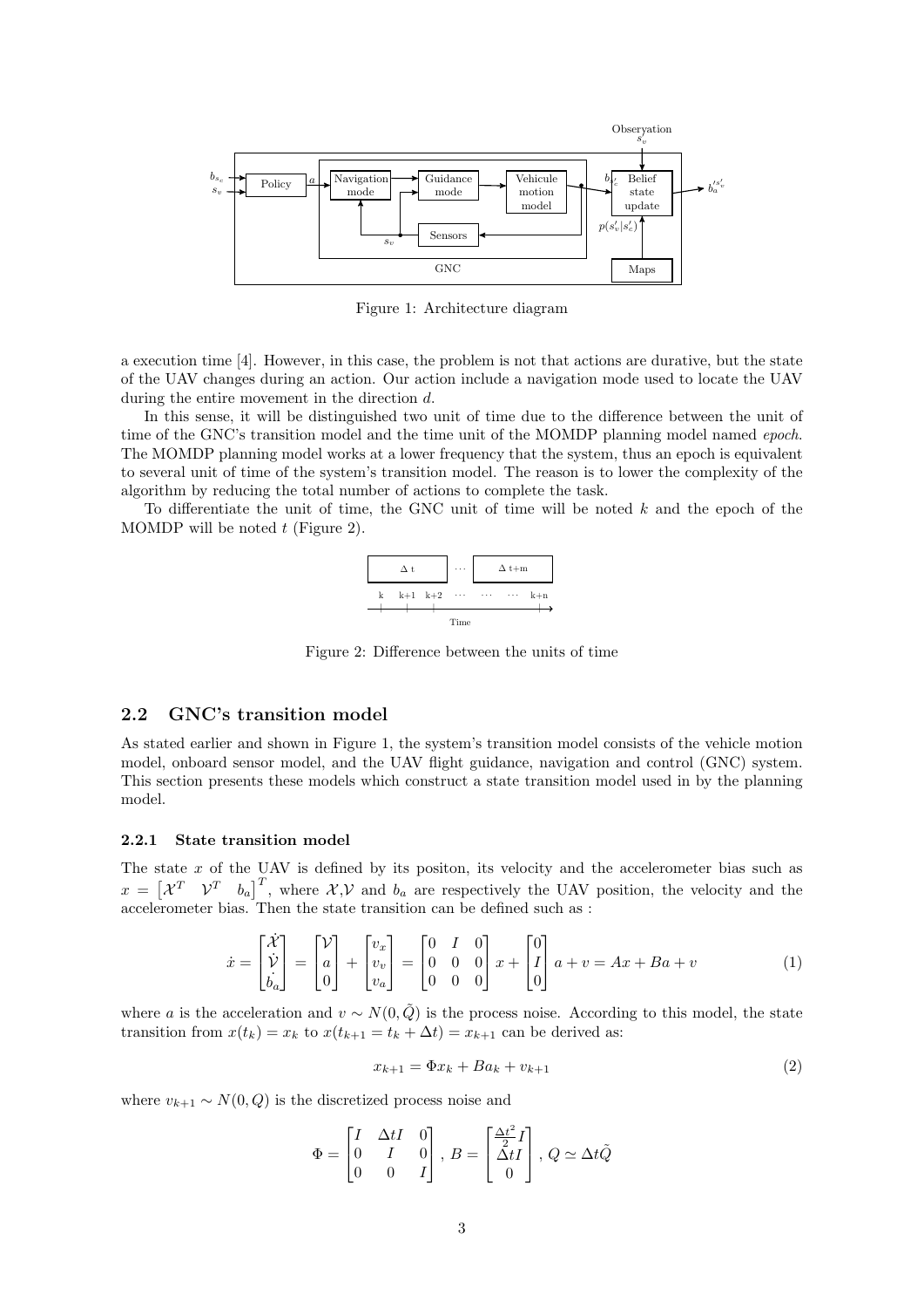Figure 1: Architecture diagram

a execution time [4]. However, in this case, the problem is not that actions are durative, but the state of the UAV changes during an action. Our action include a navigation mode used to locate the UAV during the entire movement in the direction $d$.

In this sense, it will be distinguished two unit of time due to the difference between the unit of time of the GNC's transition model and the time unit of the MOMDP planning model named *epoch*. The MOMDP planning model works at a lower frequency that the system, thus an epoch is equivalent to several unit of time of the system's transition model. The reason is to lower the complexity of the algorithm by reducing the total number of actions to complete the task.

To differentiate the unit of time, the GNC unit of time will be noted $k$ and the epoch of the MOMDP will be noted $t$ (Figure 2).

Figure 2: Difference between the units of time

## 2.2 GNC's transition model

As stated earlier and shown in Figure 1, the system's transition model consists of the vehicle motion model, onboard sensor model, and the UAV flight guidance, navigation and control (GNC) system. This section presents these models which construct a state transition model used in by the planning model.

### 2.2.1 State transition model

The state $x$ of the UAV is defined by its positon, its velocity and the accelerometer bias such as $x = \begin{bmatrix} \mathcal{X}^T & \mathcal{V}^T & b_a \end{bmatrix}^T$, where $\mathcal{X}$,$\mathcal{V}$ and $b_a$ are respectively the UAV position, the velocity and the accelerometer bias. Then the state transition can be defined such as :

$$\dot{x} = \begin{bmatrix} \dot{\mathcal{X}} \\ \dot{\mathcal{V}} \\ \dot{b_a} \end{bmatrix} = \begin{bmatrix} \mathcal{V} \\ a \\ 0 \end{bmatrix} + \begin{bmatrix} v_x \\ v_v \\ v_a \end{bmatrix} = \begin{bmatrix} 0 & I & 0 \\ 0 & 0 & 0 \\ 0 & 0 & 0 \end{bmatrix} x + \begin{bmatrix} 0 \\ I \\ 0 \end{bmatrix} a + v = Ax + Ba + v \tag{1}$$

where $a$ is the acceleration and $v \sim N(0, \tilde{Q})$ is the process noise. According to this model, the state transition from $x(t_k) = x_k$ to $x(t_{k+1} = t_k + \Delta t) = x_{k+1}$ can be derived as:

$$x_{k+1} = \Phi x_k + Ba_k + v_{k+1} \tag{2}$$

where $v_{k+1} \sim N(0, Q)$ is the discretized process noise and

$$\Phi = \begin{bmatrix} I & \Delta tI & 0 \\ 0 & I & 0 \\ 0 & 0 & I \end{bmatrix}, \; B = \begin{bmatrix} \frac{\Delta t^2}{2} I \\ \Delta tI \\ 0 \end{bmatrix}, \; Q \simeq \Delta t\tilde{Q}$$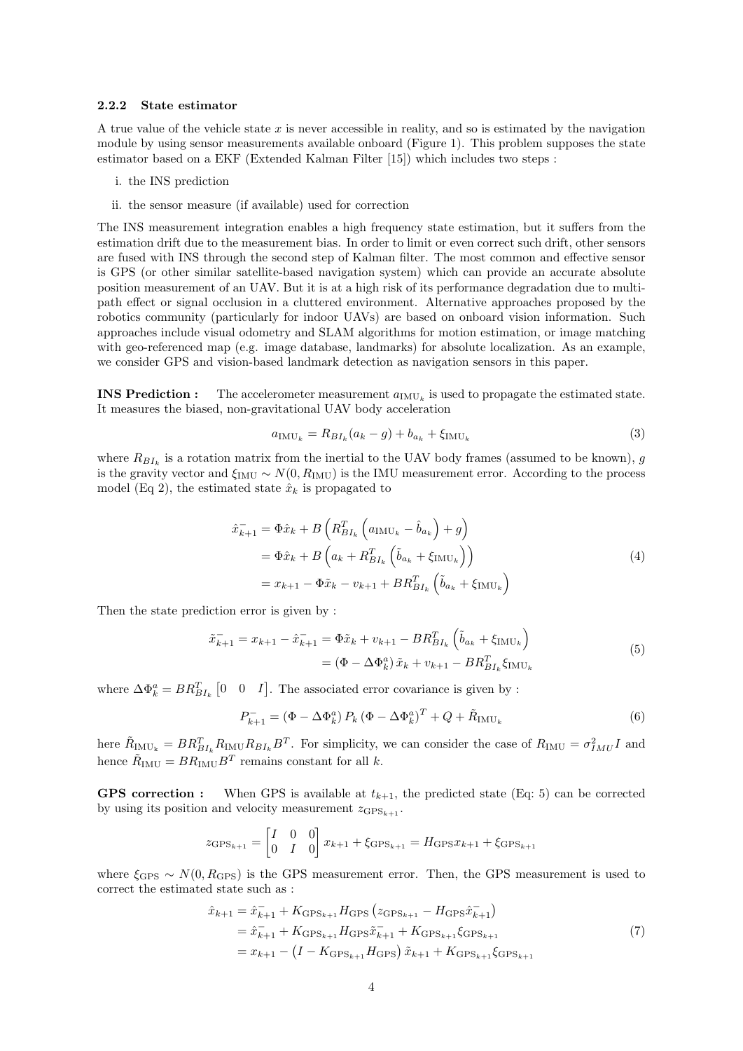#### 2.2.2 State estimator

A true value of the vehicle state $x$ is never accessible in reality, and so is estimated by the navigation module by using sensor measurements available onboard (Figure 1). This problem supposes the state estimator based on a EKF (Extended Kalman Filter [15]) which includes two steps :

i. the INS prediction

ii. the sensor measure (if available) used for correction

The INS measurement integration enables a high frequency state estimation, but it suffers from the estimation drift due to the measurement bias. In order to limit or even correct such drift, other sensors are fused with INS through the second step of Kalman filter. The most common and effective sensor is GPS (or other similar satellite-based navigation system) which can provide an accurate absolute position measurement of an UAV. But it is at a high risk of its performance degradation due to multi-path effect or signal occlusion in a cluttered environment. Alternative approaches proposed by the robotics community (particularly for indoor UAVs) are based on onboard vision information. Such approaches include visual odometry and SLAM algorithms for motion estimation, or image matching with geo-referenced map (e.g. image database, landmarks) for absolute localization. As an example, we consider GPS and vision-based landmark detection as navigation sensors in this paper.

**INS Prediction :** The accelerometer measurement $a_{\text{IMU}_k}$ is used to propagate the estimated state. It measures the biased, non-gravitational UAV body acceleration

$$a_{\text{IMU}_k} = R_{BI_k}(a_k - g) + b_{a_k} + \xi_{\text{IMU}_k} \tag{3}$$

where $R_{BI_k}$ is a rotation matrix from the inertial to the UAV body frames (assumed to be known), $g$ is the gravity vector and $\xi_{\text{IMU}} \sim N(0, R_{\text{IMU}})$ is the IMU measurement error. According to the process model (Eq 2), the estimated state $\hat{x}_k$ is propagated to

$$\begin{aligned}
\hat{x}^-_{k+1} &= \Phi \hat{x}_k + B\left(R^T_{BI_k}\left(a_{\text{IMU}_k} - \hat{b}_{a_k}\right) + g\right) \\
&= \Phi \hat{x}_k + B\left(a_k + R^T_{BI_k}\left(\tilde{b}_{a_k} + \xi_{\text{IMU}_k}\right)\right) \\
&= x_{k+1} - \Phi \tilde{x}_k - v_{k+1} + BR^T_{BI_k}\left(\tilde{b}_{a_k} + \xi_{\text{IMU}_k}\right)
\end{aligned} \tag{4}$$

Then the state prediction error is given by :

$$\begin{aligned}
\tilde{x}^-_{k+1} = x_{k+1} - \hat{x}^-_{k+1} &= \Phi \tilde{x}_k + v_{k+1} - BR^T_{BI_k}\left(\tilde{b}_{a_k} + \xi_{\text{IMU}_k}\right) \\
&= \left(\Phi - \Delta\Phi^a_k\right)\tilde{x}_k + v_{k+1} - BR^T_{BI_k}\xi_{\text{IMU}_k}
\end{aligned} \tag{5}$$

where $\Delta\Phi^a_k = BR^T_{BI_k}\begin{bmatrix}0 & 0 & I\end{bmatrix}$. The associated error covariance is given by :

$$P^-_{k+1} = \left(\Phi - \Delta\Phi^a_k\right) P_k \left(\Phi - \Delta\Phi^a_k\right)^T + Q + \tilde{R}_{\text{IMU}_k} \tag{6}$$

here $\tilde{R}_{\text{IMU}_k} = BR^T_{BI_k} R_{\text{IMU}} R_{BI_k} B^T$. For simplicity, we can consider the case of $R_{\text{IMU}} = \sigma^2_{IMU} I$ and hence $\tilde{R}_{\text{IMU}} = BR_{\text{IMU}}B^T$ remains constant for all $k$.

**GPS correction :** When GPS is available at $t_{k+1}$, the predicted state (Eq: 5) can be corrected by using its position and velocity measurement $z_{\text{GPS}_{k+1}}$.

$$z_{\text{GPS}_{k+1}} = \begin{bmatrix} I & 0 & 0 \\ 0 & I & 0 \end{bmatrix} x_{k+1} + \xi_{\text{GPS}_{k+1}} = H_{\text{GPS}} x_{k+1} + \xi_{\text{GPS}_{k+1}}$$

where $\xi_{\text{GPS}} \sim N(0, R_{\text{GPS}})$ is the GPS measurement error. Then, the GPS measurement is used to correct the estimated state such as :

$$\begin{aligned}
\hat{x}_{k+1} &= \hat{x}^-_{k+1} + K_{\text{GPS}_{k+1}} H_{\text{GPS}}\left(z_{\text{GPS}_{k+1}} - H_{\text{GPS}}\hat{x}^-_{k+1}\right) \\
&= \hat{x}^-_{k+1} + K_{\text{GPS}_{k+1}} H_{\text{GPS}} \tilde{x}^-_{k+1} + K_{\text{GPS}_{k+1}} \xi_{\text{GPS}_{k+1}} \\
&= x_{k+1} - \left(I - K_{\text{GPS}_{k+1}} H_{\text{GPS}}\right)\tilde{x}_{k+1} + K_{\text{GPS}_{k+1}} \xi_{\text{GPS}_{k+1}}
\end{aligned} \tag{7}$$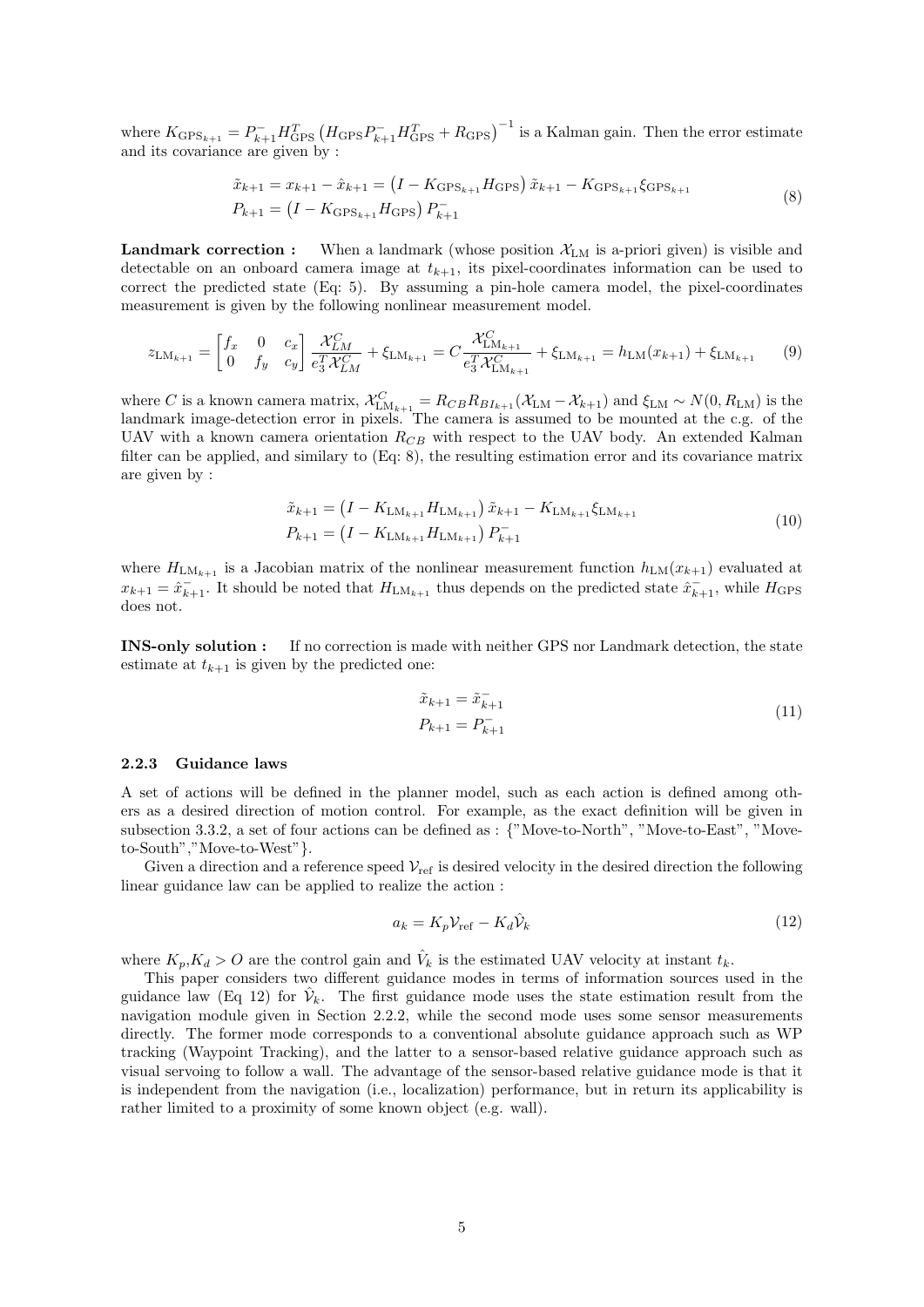where $K_{\text{GPS}_{k+1}} = P^-_{k+1} H^T_{\text{GPS}} \left( H_{\text{GPS}} P^-_{k+1} H^T_{\text{GPS}} + R_{\text{GPS}} \right)^{-1}$ is a Kalman gain. Then the error estimate and its covariance are given by :

$$
\begin{aligned}
\tilde{x}_{k+1} &= x_{k+1} - \hat{x}_{k+1} = \left( I - K_{\text{GPS}_{k+1}} H_{\text{GPS}} \right) \tilde{x}_{k+1} - K_{\text{GPS}_{k+1}} \xi_{\text{GPS}_{k+1}} \\
P_{k+1} &= \left( I - K_{\text{GPS}_{k+1}} H_{\text{GPS}} \right) P^-_{k+1}
\end{aligned}
\tag{8}
$$

**Landmark correction :** When a landmark (whose position $\mathcal{X}_{\text{LM}}$ is a-priori given) is visible and detectable on an onboard camera image at $t_{k+1}$, its pixel-coordinates information can be used to correct the predicted state (Eq: 5). By assuming a pin-hole camera model, the pixel-coordinates measurement is given by the following nonlinear measurement model.

$$
z_{\text{LM}_{k+1}} = \begin{bmatrix} f_x & 0 & c_x \\ 0 & f_y & c_y \end{bmatrix} \frac{\mathcal{X}^C_{LM}}{e_3^T \mathcal{X}^C_{LM}} + \xi_{\text{LM}_{k+1}} = C \frac{\mathcal{X}^C_{\text{LM}_{k+1}}}{e_3^T \mathcal{X}^C_{\text{LM}_{k+1}}} + \xi_{\text{LM}_{k+1}} = h_{\text{LM}}(x_{k+1}) + \xi_{\text{LM}_{k+1}} \tag{9}
$$

where $C$ is a known camera matrix, $\mathcal{X}^C_{\text{LM}_{k+1}} = R_{CB} R_{BI_{k+1}} (\mathcal{X}_{\text{LM}} - \mathcal{X}_{k+1})$ and $\xi_{\text{LM}} \sim N(0, R_{\text{LM}})$ is the landmark image-detection error in pixels. The camera is assumed to be mounted at the c.g. of the UAV with a known camera orientation $R_{CB}$ with respect to the UAV body. An extended Kalman filter can be applied, and similary to (Eq: 8), the resulting estimation error and its covariance matrix are given by :

$$
\begin{aligned}
\tilde{x}_{k+1} &= \left( I - K_{\text{LM}_{k+1}} H_{\text{LM}_{k+1}} \right) \tilde{x}_{k+1} - K_{\text{LM}_{k+1}} \xi_{\text{LM}_{k+1}} \\
P_{k+1} &= \left( I - K_{\text{LM}_{k+1}} H_{\text{LM}_{k+1}} \right) P^-_{k+1}
\end{aligned}
\tag{10}
$$

where $H_{\text{LM}_{k+1}}$ is a Jacobian matrix of the nonlinear measurement function $h_{\text{LM}}(x_{k+1})$ evaluated at $x_{k+1} = \hat{x}^-_{k+1}$. It should be noted that $H_{\text{LM}_{k+1}}$ thus depends on the predicted state $\hat{x}^-_{k+1}$, while $H_{\text{GPS}}$ does not.

**INS-only solution :** If no correction is made with neither GPS nor Landmark detection, the state estimate at $t_{k+1}$ is given by the predicted one:

$$
\begin{aligned}
\tilde{x}_{k+1} &= \tilde{x}^-_{k+1} \\
P_{k+1} &= P^-_{k+1}
\end{aligned}
\tag{11}
$$

#### 2.2.3 Guidance laws

A set of actions will be defined in the planner model, such as each action is defined among others as a desired direction of motion control. For example, as the exact definition will be given in subsection 3.3.2, a set of four actions can be defined as : {"Move-to-North", "Move-to-East", "Move-to-South","Move-to-West"}.

Given a direction and a reference speed $\mathcal{V}_{\text{ref}}$ is desired velocity in the desired direction the following linear guidance law can be applied to realize the action :

$$
a_k = K_p \mathcal{V}_{\text{ref}} - K_d \hat{\mathcal{V}}_k \tag{12}
$$

where $K_p, K_d > O$ are the control gain and $\hat{V}_k$ is the estimated UAV velocity at instant $t_k$.

This paper considers two different guidance modes in terms of information sources used in the guidance law (Eq 12) for $\hat{\mathcal{V}}_k$. The first guidance mode uses the state estimation result from the navigation module given in Section 2.2.2, while the second mode uses some sensor measurements directly. The former mode corresponds to a conventional absolute guidance approach such as WP tracking (Waypoint Tracking), and the latter to a sensor-based relative guidance approach such as visual servoing to follow a wall. The advantage of the sensor-based relative guidance mode is that it is independent from the navigation (i.e., localization) performance, but in return its applicability is rather limited to a proximity of some known object (e.g. wall).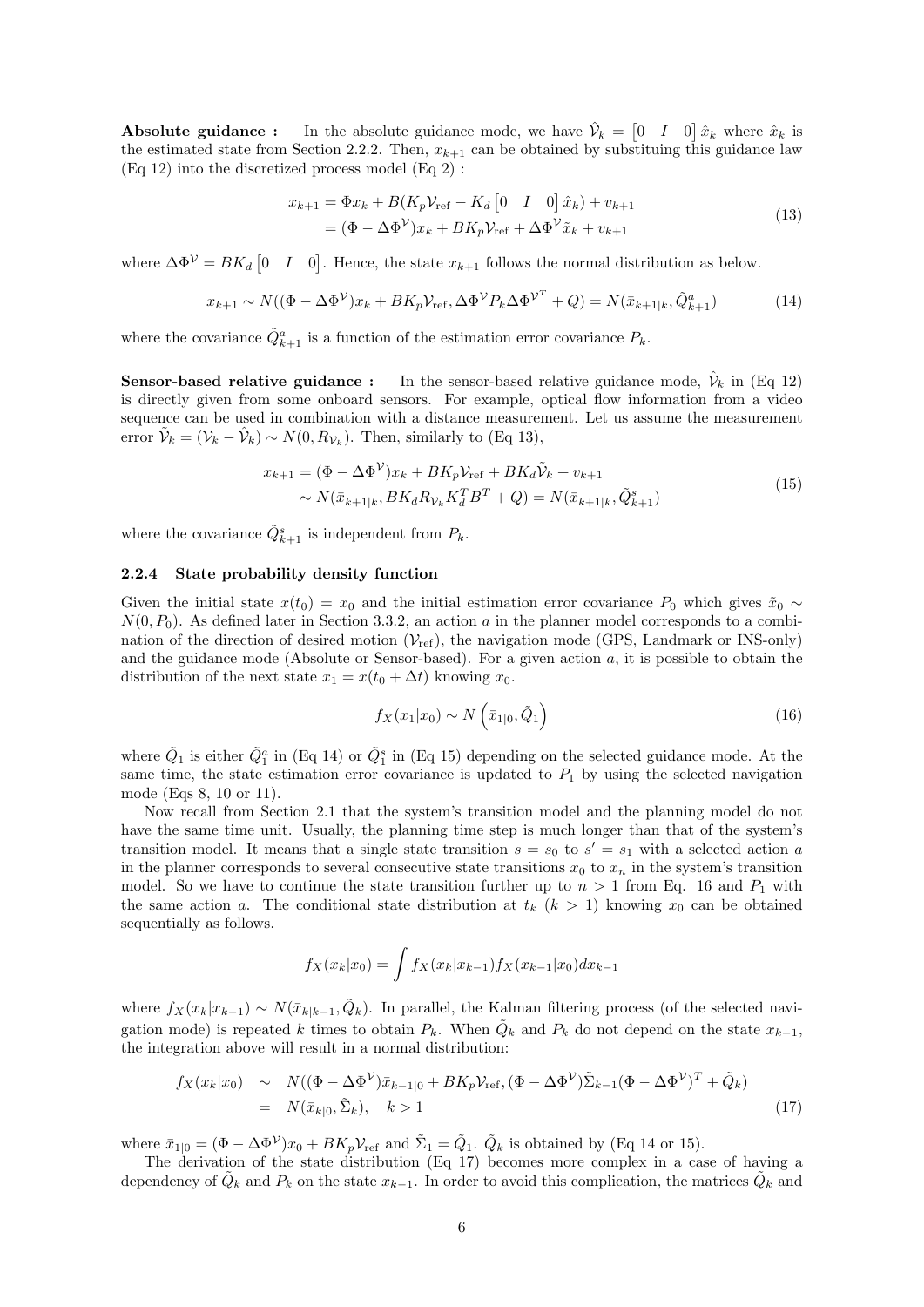**Absolute guidance :** In the absolute guidance mode, we have $\hat{\mathcal{V}}_k = \begin{bmatrix} 0 & I & 0 \end{bmatrix} \hat{x}_k$ where $\hat{x}_k$ is the estimated state from Section 2.2.2. Then, $x_{k+1}$ can be obtained by substituing this guidance law (Eq 12) into the discretized process model (Eq 2) :

$$
\begin{aligned}
x_{k+1} &= \Phi x_k + B(K_p \mathcal{V}_{\text{ref}} - K_d \begin{bmatrix} 0 & I & 0 \end{bmatrix} \hat{x}_k) + v_{k+1} \\
&= (\Phi - \Delta\Phi^{\mathcal{V}}) x_k + B K_p \mathcal{V}_{\text{ref}} + \Delta\Phi^{\mathcal{V}} \tilde{x}_k + v_{k+1}
\end{aligned}
\tag{13}
$$

where $\Delta\Phi^{\mathcal{V}} = BK_d \begin{bmatrix} 0 & I & 0 \end{bmatrix}$. Hence, the state $x_{k+1}$ follows the normal distribution as below.

$$
x_{k+1} \sim N((\Phi - \Delta\Phi^{\mathcal{V}})x_k + BK_p\mathcal{V}_{\text{ref}}, \Delta\Phi^{\mathcal{V}} P_k \Delta\Phi^{\mathcal{V}^T} + Q) = N(\bar{x}_{k+1|k}, \tilde{Q}^a_{k+1}) \tag{14}
$$

where the covariance $\tilde{Q}^a_{k+1}$ is a function of the estimation error covariance $P_k$.

**Sensor-based relative guidance :** In the sensor-based relative guidance mode, $\hat{\mathcal{V}}_k$ in (Eq 12) is directly given from some onboard sensors. For example, optical flow information from a video sequence can be used in combination with a distance measurement. Let us assume the measurement error $\tilde{\mathcal{V}}_k = (\mathcal{V}_k - \hat{\mathcal{V}}_k) \sim N(0, R_{\mathcal{V}_k})$. Then, similarly to (Eq 13),

$$
\begin{aligned}
x_{k+1} &= (\Phi - \Delta\Phi^{\mathcal{V}}) x_k + BK_p\mathcal{V}_{\text{ref}} + BK_d\tilde{\mathcal{V}}_k + v_{k+1} \\
&\sim N(\bar{x}_{k+1|k}, BK_d R_{\mathcal{V}_k} K_d^T B^T + Q) = N(\bar{x}_{k+1|k}, \tilde{Q}^s_{k+1})
\end{aligned}
\tag{15}
$$

where the covariance $\tilde{Q}^s_{k+1}$ is independent from $P_k$.

### 2.2.4 State probability density function

Given the initial state $x(t_0) = x_0$ and the initial estimation error covariance $P_0$ which gives $\tilde{x}_0 \sim N(0, P_0)$. As defined later in Section 3.3.2, an action $a$ in the planner model corresponds to a combination of the direction of desired motion ($\mathcal{V}_{\text{ref}}$), the navigation mode (GPS, Landmark or INS-only) and the guidance mode (Absolute or Sensor-based). For a given action $a$, it is possible to obtain the distribution of the next state $x_1 = x(t_0 + \Delta t)$ knowing $x_0$.

$$
f_X(x_1|x_0) \sim N\left(\bar{x}_{1|0}, \tilde{Q}_1\right) \tag{16}
$$

where $\tilde{Q}_1$ is either $\tilde{Q}^a_1$ in (Eq 14) or $\tilde{Q}^s_1$ in (Eq 15) depending on the selected guidance mode. At the same time, the state estimation error covariance is updated to $P_1$ by using the selected navigation mode (Eqs 8, 10 or 11).

Now recall from Section 2.1 that the system's transition model and the planning model do not have the same time unit. Usually, the planning time step is much longer than that of the system's transition model. It means that a single state transition $s = s_0$ to $s' = s_1$ with a selected action $a$ in the planner corresponds to several consecutive state transitions $x_0$ to $x_n$ in the system's transition model. So we have to continue the state transition further up to $n > 1$ from Eq. 16 and $P_1$ with the same action $a$. The conditional state distribution at $t_k$ ($k > 1$) knowing $x_0$ can be obtained sequentially as follows.

$$
f_X(x_k|x_0) = \int f_X(x_k|x_{k-1}) f_X(x_{k-1}|x_0) dx_{k-1}
$$

where $f_X(x_k|x_{k-1}) \sim N(\bar{x}_{k|k-1}, \tilde{Q}_k)$. In parallel, the Kalman filtering process (of the selected navigation mode) is repeated $k$ times to obtain $P_k$. When $\tilde{Q}_k$ and $P_k$ do not depend on the state $x_{k-1}$, the integration above will result in a normal distribution:

$$
\begin{aligned}
f_X(x_k|x_0) &\sim N((\Phi - \Delta\Phi^{\mathcal{V}})\bar{x}_{k-1|0} + BK_p\mathcal{V}_{\text{ref}}, (\Phi - \Delta\Phi^{\mathcal{V}})\tilde{\Sigma}_{k-1}(\Phi - \Delta\Phi^{\mathcal{V}})^T + \tilde{Q}_k) \\
&= N(\bar{x}_{k|0}, \tilde{\Sigma}_k), \quad k > 1
\end{aligned}
\tag{17}
$$

where $\bar{x}_{1|0} = (\Phi - \Delta\Phi^{\mathcal{V}})x_0 + BK_p\mathcal{V}_{\text{ref}}$ and $\tilde{\Sigma}_1 = \tilde{Q}_1$. $\tilde{Q}_k$ is obtained by (Eq 14 or 15).

The derivation of the state distribution (Eq 17) becomes more complex in a case of having a dependency of $\tilde{Q}_k$ and $P_k$ on the state $x_{k-1}$. In order to avoid this complication, the matrices $\tilde{Q}_k$ and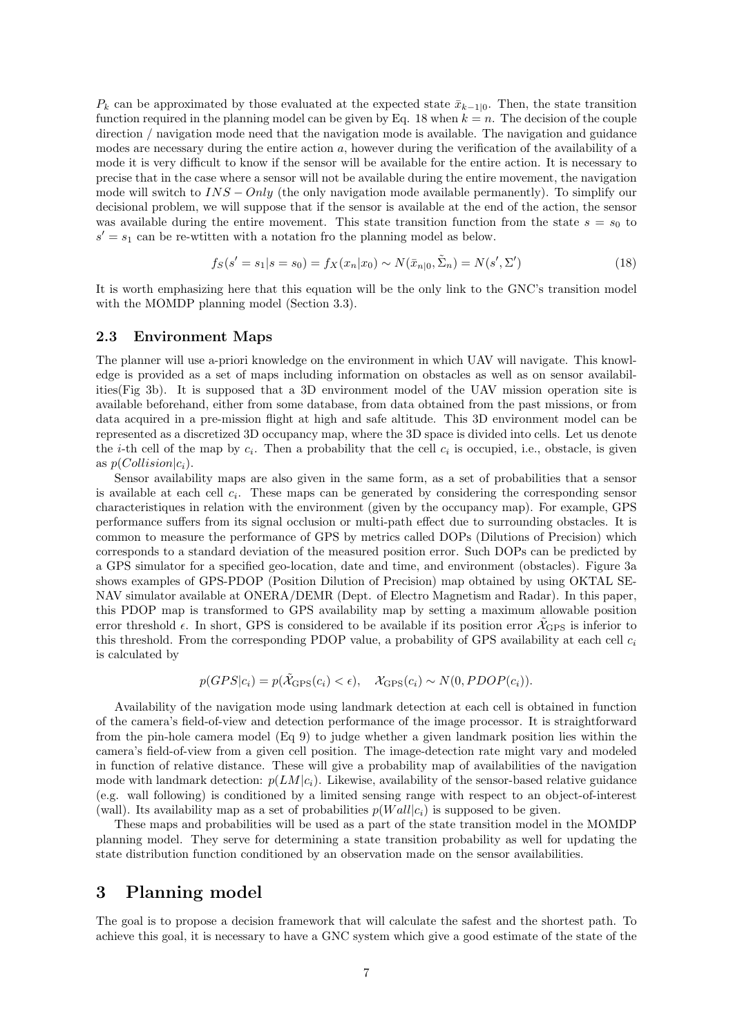$P_k$ can be approximated by those evaluated at the expected state $\bar{x}_{k-1|0}$. Then, the state transition function required in the planning model can be given by Eq. 18 when $k = n$. The decision of the couple direction / navigation mode need that the navigation mode is available. The navigation and guidance modes are necessary during the entire action $a$, however during the verification of the availability of a mode it is very difficult to know if the sensor will be available for the entire action. It is necessary to precise that in the case where a sensor will not be available during the entire movement, the navigation mode will switch to $INS - Only$ (the only navigation mode available permanently). To simplify our decisional problem, we will suppose that if the sensor is available at the end of the action, the sensor was available during the entire movement. This state transition function from the state $s = s_0$ to $s' = s_1$ can be re-wtitten with a notation fro the planning model as below.

$$f_S(s' = s_1 | s = s_0) = f_X(x_n | x_0) \sim N(\bar{x}_{n|0}, \tilde{\Sigma}_n) = N(s', \Sigma') \tag{18}$$

It is worth emphasizing here that this equation will be the only link to the GNC's transition model with the MOMDP planning model (Section 3.3).

### 2.3 Environment Maps

The planner will use a-priori knowledge on the environment in which UAV will navigate. This knowledge is provided as a set of maps including information on obstacles as well as on sensor availabilities(Fig 3b). It is supposed that a 3D environment model of the UAV mission operation site is available beforehand, either from some database, from data obtained from the past missions, or from data acquired in a pre-mission flight at high and safe altitude. This 3D environment model can be represented as a discretized 3D occupancy map, where the 3D space is divided into cells. Let us denote the $i$-th cell of the map by $c_i$. Then a probability that the cell $c_i$ is occupied, i.e., obstacle, is given as $p(Collision|c_i)$.

Sensor availability maps are also given in the same form, as a set of probabilities that a sensor is available at each cell $c_i$. These maps can be generated by considering the corresponding sensor characteristiques in relation with the environment (given by the occupancy map). For example, GPS performance suffers from its signal occlusion or multi-path effect due to surrounding obstacles. It is common to measure the performance of GPS by metrics called DOPs (Dilutions of Precision) which corresponds to a standard deviation of the measured position error. Such DOPs can be predicted by a GPS simulator for a specified geo-location, date and time, and environment (obstacles). Figure 3a shows examples of GPS-PDOP (Position Dilution of Precision) map obtained by using OKTAL SE-NAV simulator available at ONERA/DEMR (Dept. of Electro Magnetism and Radar). In this paper, this PDOP map is transformed to GPS availability map by setting a maximum allowable position error threshold $\epsilon$. In short, GPS is considered to be available if its position error $\tilde{\mathcal{X}}_{\text{GPS}}$ is inferior to this threshold. From the corresponding PDOP value, a probability of GPS availability at each cell $c_i$ is calculated by

$$p(GPS|c_i) = p(\tilde{\mathcal{X}}_{\text{GPS}}(c_i) < \epsilon), \quad \mathcal{X}_{\text{GPS}}(c_i) \sim N(0, PDOP(c_i)).$$

Availability of the navigation mode using landmark detection at each cell is obtained in function of the camera's field-of-view and detection performance of the image processor. It is straightforward from the pin-hole camera model (Eq 9) to judge whether a given landmark position lies within the camera's field-of-view from a given cell position. The image-detection rate might vary and modeled in function of relative distance. These will give a probability map of availabilities of the navigation mode with landmark detection: $p(LM|c_i)$. Likewise, availability of the sensor-based relative guidance (e.g. wall following) is conditioned by a limited sensing range with respect to an object-of-interest (wall). Its availability map as a set of probabilities $p(Wall|c_i)$ is supposed to be given.

These maps and probabilities will be used as a part of the state transition model in the MOMDP planning model. They serve for determining a state transition probability as well for updating the state distribution function conditioned by an observation made on the sensor availabilities.

## 3 Planning model

The goal is to propose a decision framework that will calculate the safest and the shortest path. To achieve this goal, it is necessary to have a GNC system which give a good estimate of the state of the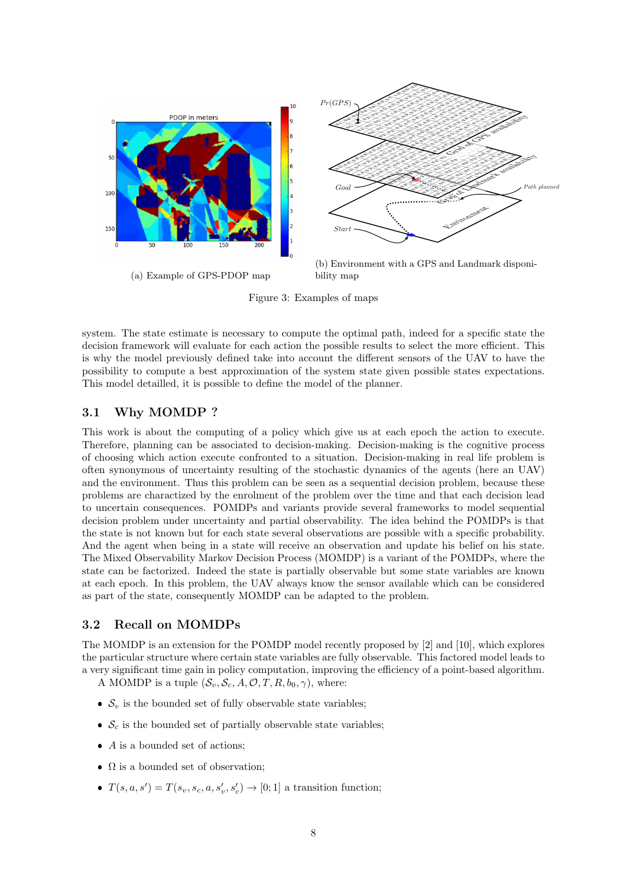(a) Example of GPS-PDOP map

(b) Environment with a GPS and Landmark disponibility map

Figure 3: Examples of maps

system. The state estimate is necessary to compute the optimal path, indeed for a specific state the decision framework will evaluate for each action the possible results to select the more efficient. This is why the model previously defined take into account the different sensors of the UAV to have the possibility to compute a best approximation of the system state given possible states expectations. This model detailled, it is possible to define the model of the planner.

### 3.1 Why MOMDP ?

This work is about the computing of a policy which give us at each epoch the action to execute. Therefore, planning can be associated to decision-making. Decision-making is the cognitive process of choosing which action execute confronted to a situation. Decision-making in real life problem is often synonymous of uncertainty resulting of the stochastic dynamics of the agents (here an UAV) and the environment. Thus this problem can be seen as a sequential decision problem, because these problems are charactized by the enrolment of the problem over the time and that each decision lead to uncertain consequences. POMDPs and variants provide several frameworks to model sequential decision problem under uncertainty and partial observability. The idea behind the POMDPs is that the state is not known but for each state several observations are possible with a specific probability. And the agent when being in a state will receive an observation and update his belief on his state. The Mixed Observability Markov Decision Process (MOMDP) is a variant of the POMDPs, where the state can be factorized. Indeed the state is partially observable but some state variables are known at each epoch. In this problem, the UAV always know the sensor available which can be considered as part of the state, consequently MOMDP can be adapted to the problem.

### 3.2 Recall on MOMDPs

The MOMDP is an extension for the POMDP model recently proposed by [2] and [10], which explores the particular structure where certain state variables are fully observable. This factored model leads to a very significant time gain in policy computation, improving the efficiency of a point-based algorithm.

A MOMDP is a tuple $(\mathcal{S}_v, \mathcal{S}_c, A, \mathcal{O}, T, R, b_0, \gamma)$, where:

- $\mathcal{S}_v$ is the bounded set of fully observable state variables;
- $\mathcal{S}_c$ is the bounded set of partially observable state variables;
- $A$ is a bounded set of actions;
- $\Omega$ is a bounded set of observation;
- $T(s, a, s') = T(s_v, s_c, a, s'_v, s'_c) \rightarrow [0; 1]$ a transition function;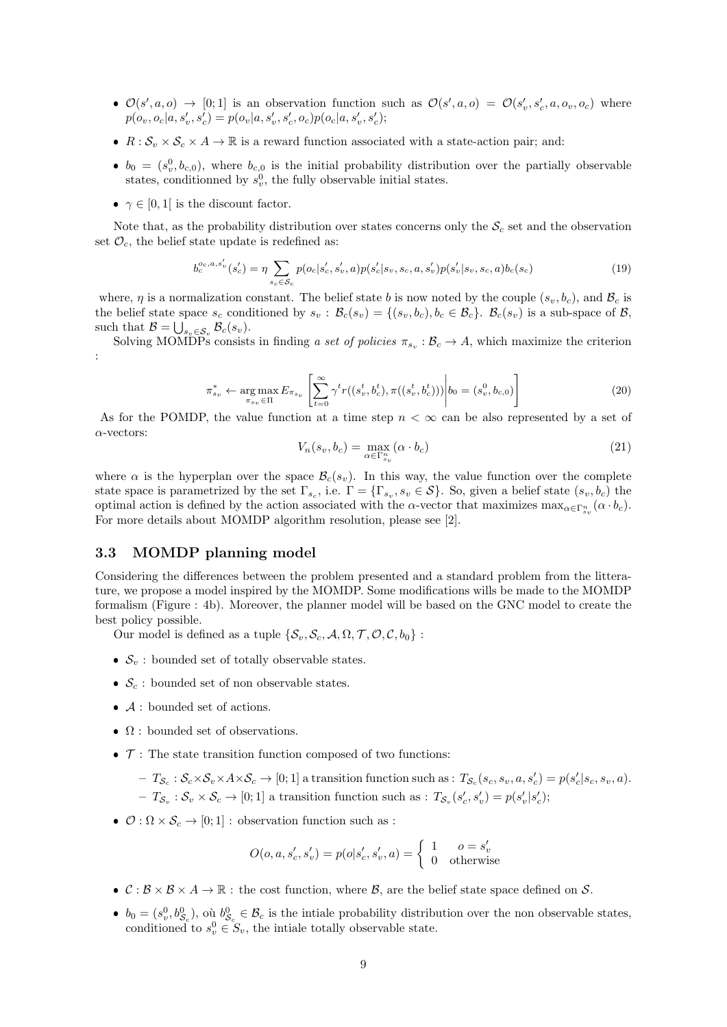- $\mathcal{O}(s', a, o) \rightarrow [0;1]$ is an observation function such as $\mathcal{O}(s', a, o) = \mathcal{O}(s'_v, s'_c, a, o_v, o_c)$ where $p(o_v, o_c|a, s'_v, s'_c) = p(o_v|a, s'_v, s'_c, o_c)p(o_c|a, s'_v, s'_c)$;
- $R : \mathcal{S}_v \times \mathcal{S}_c \times A \rightarrow \mathbb{R}$ is a reward function associated with a state-action pair; and:
- $b_0 = (s^0_v, b_{c,0})$, where $b_{c,0}$ is the initial probability distribution over the partially observable states, conditionned by $s^0_v$, the fully observable initial states.
- $\gamma \in [0, 1[$ is the discount factor.

Note that, as the probability distribution over states concerns only the $\mathcal{S}_c$ set and the observation set $\mathcal{O}_c$, the belief state update is redefined as:

$$b_c^{o_c,a,s'_v}(s'_c) = \eta \sum_{s_c \in \mathcal{S}_c} p(o_c|s'_c, s'_v, a)p(s'_c|s_v, s_c, a, s'_v)p(s'_v|s_v, s_c, a)b_c(s_c) \tag{19}$$

where, $\eta$ is a normalization constant. The belief state $b$ is now noted by the couple $(s_v, b_c)$, and $\mathcal{B}_c$ is the belief state space $s_c$ conditioned by $s_v$ : $\mathcal{B}_c(s_v) = \{(s_v, b_c), b_c \in \mathcal{B}_c\}$. $\mathcal{B}_c(s_v)$ is a sub-space of $\mathcal{B}$, such that $\mathcal{B} = \bigcup_{s_v \in \mathcal{S}_v} \mathcal{B}_c(s_v)$.

Solving MOMDPs consists in finding *a set of policies* $\pi_{s_v} : \mathcal{B}_c \rightarrow A$, which maximize the criterion :

$$\pi^*_{s_v} \leftarrow \underset{\pi_{s_v} \in \Pi}{\arg\max}\, E_{\pi_{s_v}} \left[ \sum_{t=0}^{\infty} \gamma^t r((s^t_v, b^t_c), \pi((s^t_v, b^t_c))) \middle| b_0 = (s^0_v, b_{c,0}) \right] \tag{20}$$

As for the POMDP, the value function at a time step $n < \infty$ can be also represented by a set of $\alpha$-vectors:

$$V_n(s_v, b_c) = \max_{\alpha \in \Gamma^n_{s_v}} (\alpha \cdot b_c) \tag{21}$$

where $\alpha$ is the hyperplan over the space $\mathcal{B}_c(s_v)$. In this way, the value function over the complete state space is parametrized by the set $\Gamma_{s_c}$, i.e. $\Gamma = \{\Gamma_{s_v}, s_v \in \mathcal{S}\}$. So, given a belief state $(s_v, b_c)$ the optimal action is defined by the action associated with the $\alpha$-vector that maximizes $\max_{\alpha \in \Gamma^n_{s_v}} (\alpha \cdot b_c)$. For more details about MOMDP algorithm resolution, please see [2].

### 3.3 MOMDP planning model

Considering the differences between the problem presented and a standard problem from the litterature, we propose a model inspired by the MOMDP. Some modifications wills be made to the MOMDP formalism (Figure : 4b). Moreover, the planner model will be based on the GNC model to create the best policy possible.

Our model is defined as a tuple $\{\mathcal{S}_v, \mathcal{S}_c, \mathcal{A}, \Omega, \mathcal{T}, \mathcal{O}, \mathcal{C}, b_0\}$ :

- $\mathcal{S}_v$ : bounded set of totally observable states.
- $\mathcal{S}_c$ : bounded set of non observable states.
- $\mathcal{A}$ : bounded set of actions.
- $\Omega$ : bounded set of observations.
- $\mathcal{T}$ : The state transition function composed of two functions:
  - $T_{\mathcal{S}_c} : \mathcal{S}_c \times \mathcal{S}_v \times A \times \mathcal{S}_c \rightarrow [0;1]$ a transition function such as : $T_{\mathcal{S}_c}(s_c, s_v, a, s'_c) = p(s'_c|s_c, s_v, a)$.
  - $T_{\mathcal{S}_v} : \mathcal{S}_v \times \mathcal{S}_c \rightarrow [0;1]$ a transition function such as : $T_{\mathcal{S}_v}(s'_c, s'_v) = p(s'_v|s'_c)$;
- $\mathcal{O} : \Omega \times \mathcal{S}_c \rightarrow [0;1]$ : observation function such as :

$$O(o, a, s'_c, s'_v) = p(o|s'_c, s'_v, a) = \begin{cases} 1 & o = s'_v \\ 0 & \text{otherwise} \end{cases}$$

- $\mathcal{C} : \mathcal{B} \times \mathcal{B} \times A \rightarrow \mathbb{R}$ : the cost function, where $\mathcal{B}$, are the belief state space defined on $\mathcal{S}$.
- $b_0 = (s^0_v, b^0_{\mathcal{S}_c})$, où $b^0_{\mathcal{S}_c} \in \mathcal{B}_c$ is the intiale probability distribution over the non observable states, conditioned to $s^0_v \in S_v$, the intiale totally observable state.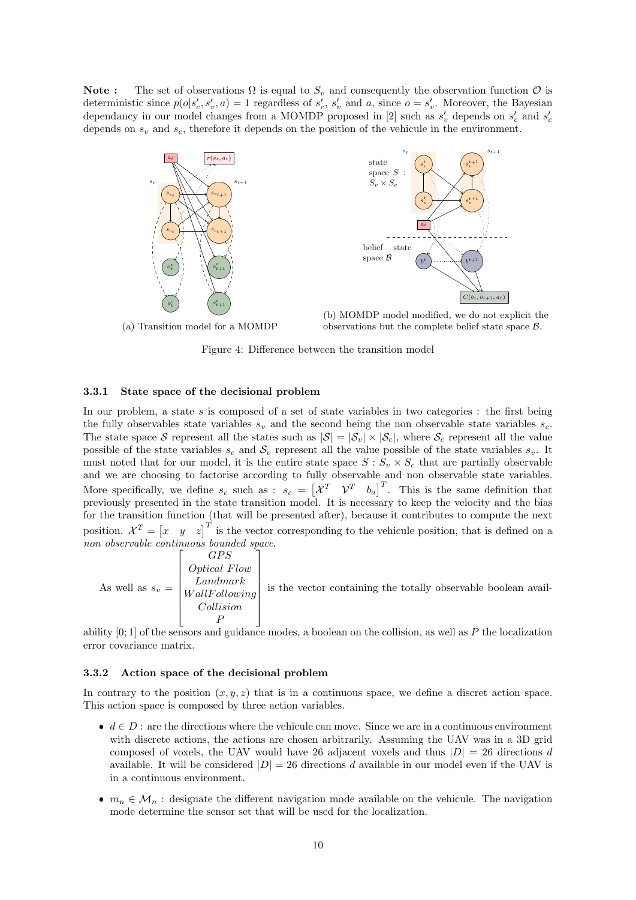**Note :** The set of observations $\Omega$ is equal to $S_v$ and consequently the observation function $\mathcal{O}$ is deterministic since $p(o|s_c', s_v', a) = 1$ regardless of $s_c'$, $s_v'$ and $a$, since $o = s_v'$. Moreover, the Bayesian dependancy in our model changes from a MOMDP proposed in [2] such as $s_v'$ depends on $s_c'$ and $s_c'$ depends on $s_v$ and $s_c$, therefore it depends on the position of the vehicule in the environment.

(a) Transition model for a MOMDP

(b) MOMDP model modified, we do not explicit the observations but the complete belief state space $\mathcal{B}$.

Figure 4: Difference between the transition model

### 3.3.1 State space of the decisional problem

In our problem, a state $s$ is composed of a set of state variables in two categories : the first being the fully observables state variables $s_v$ and the second being the non observable state variables $s_c$. The state space $\mathcal{S}$ represent all the states such as $|\mathcal{S}| = |\mathcal{S}_v| \times |\mathcal{S}_c|$, where $\mathcal{S}_c$ represent all the value possible of the state variables $s_c$ and $\mathcal{S}_v$ represent all the value possible of the state variables $s_v$. It must noted that for our model, it is the entire state space $S : S_v \times S_c$ that are partially observable and we are choosing to factorise according to fully observable and non observable state variables. More specifically, we define $s_c$ such as : $s_c = \begin{bmatrix} \mathcal{X}^T & \mathcal{V}^T & b_a \end{bmatrix}^T$. This is the same definition that previously presented in the state transition model. It is necessary to keep the velocity and the bias for the transition function (that will be presented after), because it contributes to compute the next position. $\mathcal{X}^T = \begin{bmatrix} x & y & z \end{bmatrix}^T$ is the vector corresponding to the vehicule position, that is defined on a *non observable continuous bounded space*.

As well as $s_v = \begin{bmatrix} GPS \\ Optical\ Flow \\ Landmark \\ WallFollowing \\ Collision \\ P \end{bmatrix}$ is the vector containing the totally observable boolean availability $[0; 1]$ of the sensors and guidance modes, a boolean on the collision, as well as $P$ the localization error covariance matrix.

### 3.3.2 Action space of the decisional problem

In contrary to the position $(x, y, z)$ that is in a continuous space, we define a discret action space. This action space is composed by three action variables.

- $d \in D$ : are the directions where the vehicule can move. Since we are in a continuous environment with discrete actions, the actions are chosen arbitrarily. Assuming the UAV was in a 3D grid composed of voxels, the UAV would have 26 adjacent voxels and thus $|D| = 26$ directions $d$ available. It will be considered $|D| = 26$ directions $d$ available in our model even if the UAV is in a continuous environment.
- $m_n \in \mathcal{M}_n$ : designate the different navigation mode available on the vehicule. The navigation mode determine the sensor set that will be used for the localization.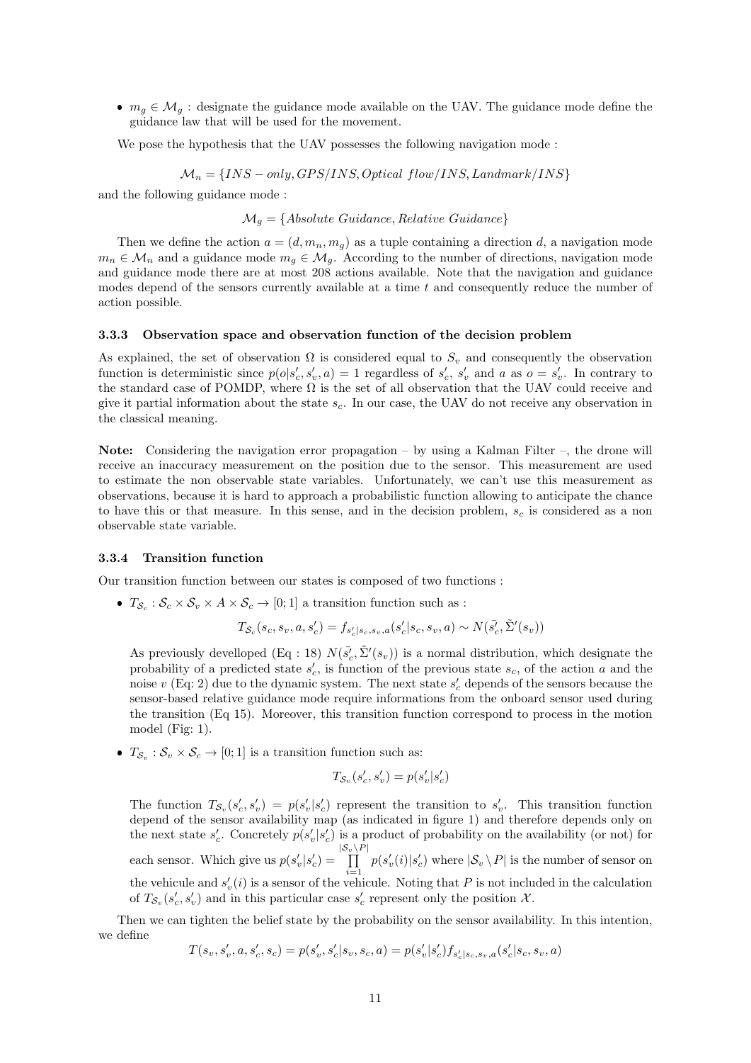- $m_g \in \mathcal{M}_g$ : designate the guidance mode available on the UAV. The guidance mode define the guidance law that will be used for the movement.

We pose the hypothesis that the UAV possesses the following navigation mode :

$$\mathcal{M}_n = \{INS - only, GPS/INS, Optical\ flow/INS, Landmark/INS\}$$

and the following guidance mode :

$$\mathcal{M}_g = \{Absolute\ Guidance, Relative\ Guidance\}$$

Then we define the action $a = (d, m_n, m_g)$ as a tuple containing a direction $d$, a navigation mode $m_n \in \mathcal{M}_n$ and a guidance mode $m_g \in \mathcal{M}_g$. According to the number of directions, navigation mode and guidance mode there are at most 208 actions available. Note that the navigation and guidance modes depend of the sensors currently available at a time $t$ and consequently reduce the number of action possible.

#### 3.3.3 Observation space and observation function of the decision problem

As explained, the set of observation $\Omega$ is considered equal to $S_v$ and consequently the observation function is deterministic since $p(o|s'_c, s'_v, a) = 1$ regardless of $s'_c$, $s'_v$ and $a$ as $o = s'_v$. In contrary to the standard case of POMDP, where $\Omega$ is the set of all observation that the UAV could receive and give it partial information about the state $s_c$. In our case, the UAV do not receive any observation in the classical meaning.

**Note:** Considering the navigation error propagation – by using a Kalman Filter –, the drone will receive an inaccuracy measurement on the position due to the sensor. This measurement are used to estimate the non observable state variables. Unfortunately, we can't use this measurement as observations, because it is hard to approach a probabilistic function allowing to anticipate the chance to have this or that measure. In this sense, and in the decision problem, $s_c$ is considered as a non observable state variable.

#### 3.3.4 Transition function

Our transition function between our states is composed of two functions :

- $T_{\mathcal{S}_c} : \mathcal{S}_c \times \mathcal{S}_v \times A \times \mathcal{S}_c \rightarrow [0; 1]$ a transition function such as :

$$T_{\mathcal{S}_c}(s_c, s_v, a, s'_c) = f_{s'_c|s_c, s_v, a}(s'_c|s_c, s_v, a) \sim N(\bar{s'_c}, \tilde{\Sigma}'(s_v))$$

  As previously develloped (Eq : 18) $N(\bar{s'_c}, \tilde{\Sigma}'(s_v))$ is a normal distribution, which designate the probability of a predicted state $s'_c$, is function of the previous state $s_c$, of the action $a$ and the noise $v$ (Eq: 2) due to the dynamic system. The next state $s'_c$ depends of the sensors because the sensor-based relative guidance mode require informations from the onboard sensor used during the transition (Eq 15). Moreover, this transition function correspond to process in the motion model (Fig: 1).

- $T_{\mathcal{S}_v} : \mathcal{S}_v \times \mathcal{S}_c \rightarrow [0; 1]$ is a transition function such as:

$$T_{\mathcal{S}_v}(s'_c, s'_v) = p(s'_v|s'_c)$$

  The function $T_{\mathcal{S}_v}(s'_c, s'_v) = p(s'_v|s'_c)$ represent the transition to $s'_v$. This transition function depend of the sensor availability map (as indicated in figure 1) and therefore depends only on the next state $s'_c$. Concretely $p(s'_v|s'_c)$ is a product of probability on the availability (or not) for each sensor. Which give us $p(s'_v|s'_c) = \prod_{i=1}^{|\mathcal{S}_v \setminus P|} p(s'_v(i)|s'_c)$ where $|\mathcal{S}_v \setminus P|$ is the number of sensor on the vehicule and $s'_v(i)$ is a sensor of the vehicule. Noting that $P$ is not included in the calculation of $T_{\mathcal{S}_v}(s'_c, s'_v)$ and in this particular case $s'_c$ represent only the position $\mathcal{X}$.

Then we can tighten the belief state by the probability on the sensor availability. In this intention, we define

$$T(s_v, s'_v, a, s'_c, s_c) = p(s'_v, s'_c|s_v, s_c, a) = p(s'_v|s'_c) f_{s'_c|s_c, s_v, a}(s'_c|s_c, s_v, a)$$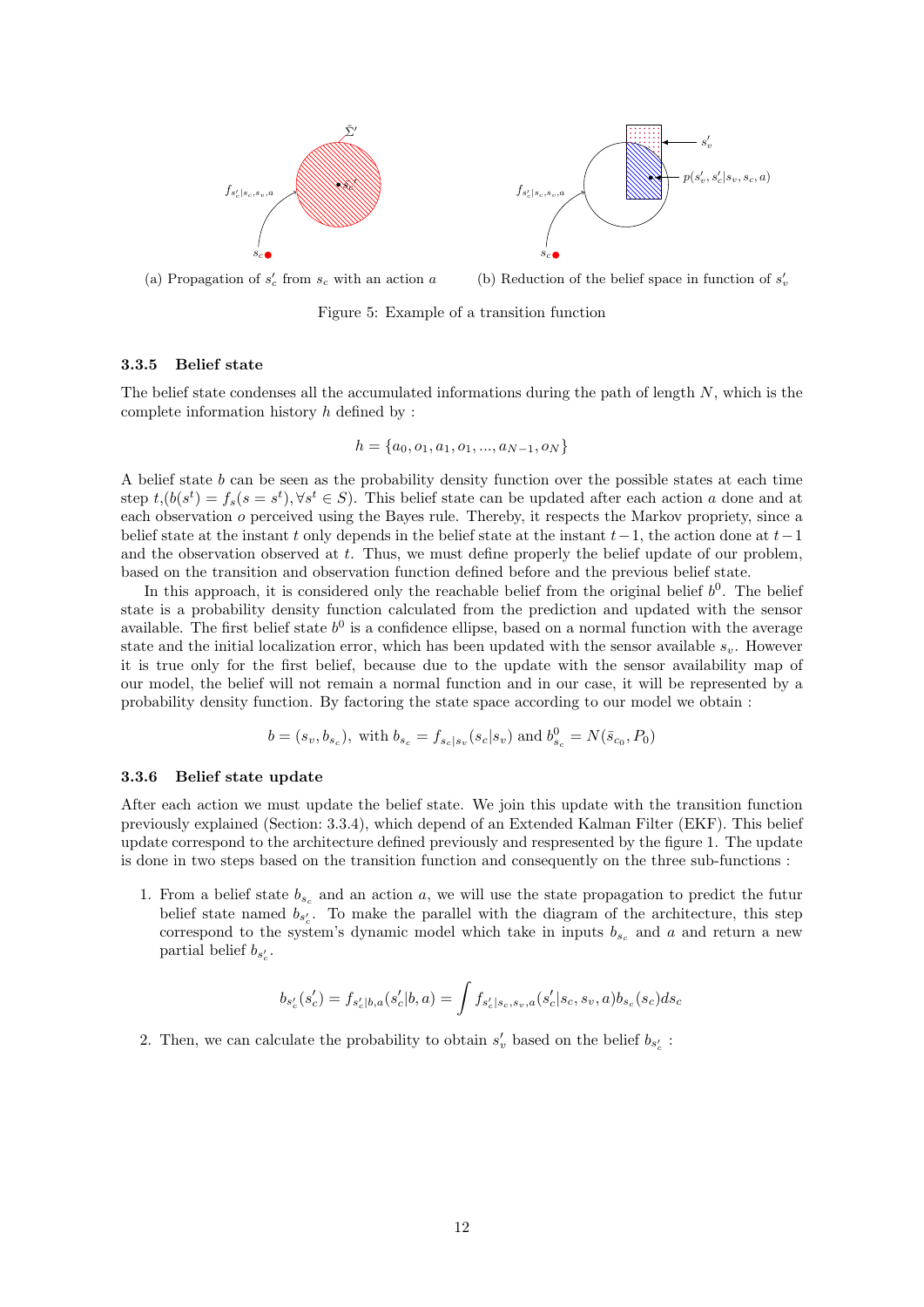(a) Propagation of $s_c'$ from $s_c$ with an action $a$

(b) Reduction of the belief space in function of $s_v'$

Figure 5: Example of a transition function

### 3.3.5 Belief state

The belief state condenses all the accumulated informations during the path of length $N$, which is the complete information history $h$ defined by :

$$h = \{a_0, o_1, a_1, o_1, ..., a_{N-1}, o_N\}$$

A belief state $b$ can be seen as the probability density function over the possible states at each time step $t$,$(b(s^t) = f_s(s = s^t), \forall s^t \in S)$. This belief state can be updated after each action $a$ done and at each observation $o$ perceived using the Bayes rule. Thereby, it respects the Markov propriety, since a belief state at the instant $t$ only depends in the belief state at the instant $t-1$, the action done at $t-1$ and the observation observed at $t$. Thus, we must define properly the belief update of our problem, based on the transition and observation function defined before and the previous belief state.

In this approach, it is considered only the reachable belief from the original belief $b^0$. The belief state is a probability density function calculated from the prediction and updated with the sensor available. The first belief state $b^0$ is a confidence ellipse, based on a normal function with the average state and the initial localization error, which has been updated with the sensor available $s_v$. However it is true only for the first belief, because due to the update with the sensor availability map of our model, the belief will not remain a normal function and in our case, it will be represented by a probability density function. By factoring the state space according to our model we obtain :

$$b = (s_v, b_{s_c}), \text{ with } b_{s_c} = f_{s_c|s_v}(s_c|s_v) \text{ and } b^0_{s_c} = N(\bar{s}_{c_0}, P_0)$$

### 3.3.6 Belief state update

After each action we must update the belief state. We join this update with the transition function previously explained (Section: 3.3.4), which depend of an Extended Kalman Filter (EKF). This belief update correspond to the architecture defined previously and respresented by the figure 1. The update is done in two steps based on the transition function and consequently on the three sub-functions :

1. From a belief state $b_{s_c}$ and an action $a$, we will use the state propagation to predict the futur belief state named $b_{s_c'}$. To make the parallel with the diagram of the architecture, this step correspond to the system's dynamic model which take in inputs $b_{s_c}$ and $a$ and return a new partial belief $b_{s_c'}$.

$$b_{s_c'}(s_c') = f_{s_c'|b,a}(s_c'|b, a) = \int f_{s_c'|s_c,s_v,a}(s_c'|s_c, s_v, a) b_{s_c}(s_c) ds_c$$

2. Then, we can calculate the probability to obtain $s_v'$ based on the belief $b_{s_c'}$ :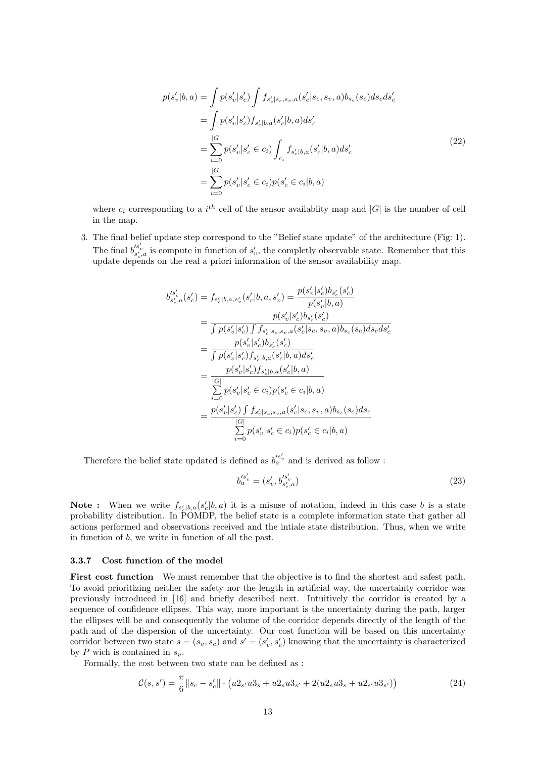$$
\begin{aligned}
p(s'_v|b,a) &= \int p(s'_v|s'_c) \int f_{s'_c|s_c,s_v,a}(s'_c|s_c,s_v,a) b_{s_c}(s_c) ds_c ds'_c \\
&= \int p(s'_v|s'_c) f_{s'_c|b,a}(s'_c|b,a) ds'_c \\
&= \sum_{i=0}^{|G|} p(s'_v|s'_c \in c_i) \int_{c_i} f_{s'_c|b,a}(s'_c|b,a) ds'_c \\
&= \sum_{i=0}^{|G|} p(s'_v|s'_c \in c_i) p(s'_c \in c_i|b,a)
\end{aligned}
\tag{22}
$$

where $c_i$ corresponding to a $i^{th}$ cell of the sensor availablity map and $|G|$ is the number of cell in the map.

3. The final belief update step correspond to the "Belief state update" of the architecture (Fig: 1). The final $b'^{s'_v}_{s'_c,a}$ is compute in function of $s'_v$, the completly observable state. Remember that this update depends on the real a priori information of the sensor availability map.

$$
\begin{aligned}
b'^{s'_v}_{s'_c,a}(s'_c) = f_{s'_c|b,a,s'_v}(s'_c|b,a,s'_v) &= \frac{p(s'_v|s'_c) b_{s'_c}(s'_c)}{p(s'_v|b,a)} \\
&= \frac{p(s'_v|s'_c) b_{s'_c}(s'_c)}{\int p(s'_v|s'_c) \int f_{s'_c|s_c,s_v,a}(s'_c|s_c,s_v,a) b_{s_c}(s_c) ds_c ds'_c} \\
&= \frac{p(s'_v|s'_c) b_{s'_c}(s'_c)}{\int p(s'_v|s'_c) f_{s'_c|b,a}(s'_c|b,a) ds'_c} \\
&= \frac{p(s'_v|s'_c) f_{s'_c|b,a}(s'_c|b,a)}{\sum_{i=0}^{|G|} p(s'_v|s'_c \in c_i) p(s'_c \in c_i|b,a)} \\
&= \frac{p(s'_v|s'_c) \int f_{s'_c|s_c,s_v,a}(s'_c|s_c,s_v,a) b_{s_c}(s_c) ds_c}{\sum_{i=0}^{|G|} p(s'_v|s'_c \in c_i) p(s'_c \in c_i|b,a)}
\end{aligned}
$$

Therefore the belief state updated is defined as $b'^{s'_v}_a$ and is derived as follow :

$$
b'^{s'_v}_a = (s'_v, b'^{s'_v}_{s'_c,a}) \tag{23}
$$

**Note :** When we write $f_{s'_c|b,a}(s'_c|b,a)$ it is a misuse of notation, indeed in this case $b$ is a state probability distribution. In POMDP, the belief state is a complete information state that gather all actions performed and observations received and the intiale state distribution. Thus, when we write in function of $b$, we write in function of all the past.

### 3.3.7 Cost function of the model

**First cost function** We must remember that the objective is to find the shortest and safest path. To avoid prioritizing neither the safety nor the length in artificial way, the uncertainty corridor was previously introduced in [16] and briefly described next. Intuitively the corridor is created by a sequence of confidence ellipses. This way, more important is the uncertainty during the path, larger the ellipses will be and consequently the volume of the corridor depends directly of the length of the path and of the dispersion of the uncertainty. Our cost function will be based on this uncertainty corridor between two state $s = (s_v, s_c)$ and $s' = (s'_v, s'_c)$ knowing that the uncertainty is characterized by $P$ wich is contained in $s_v$.

Formally, the cost between two state can be defined as :

$$
\mathcal{C}(s,s') = \frac{\pi}{6} \|s_c - s'_c\| \cdot \left( u2_{s'} u3_s + u2_s u3_{s'} + 2(u2_s u3_s + u2_{s'} u3_{s'}) \right) \tag{24}
$$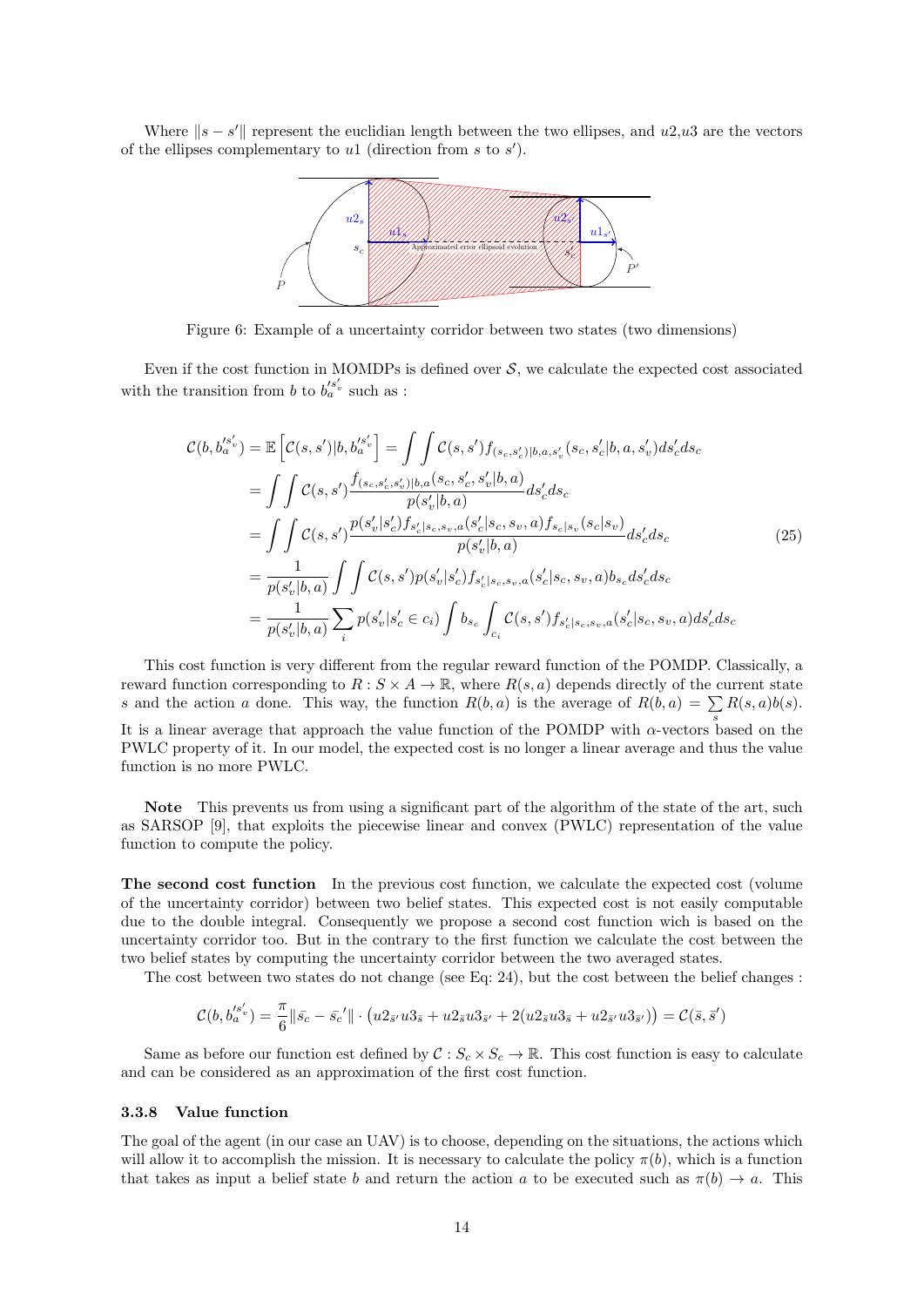Where $\|s - s'\|$ represent the euclidian length between the two ellipses, and $u2$,$u3$ are the vectors of the ellipses complementary to $u1$ (direction from $s$ to $s'$).

Figure 6: Example of a uncertainty corridor between two states (two dimensions)

Even if the cost function in MOMDPs is defined over $\mathcal{S}$, we calculate the expected cost associated with the transition from $b$ to $b_a^{\prime s_v'}$ such as :

$$
\begin{aligned}
\mathcal{C}(b, b_a^{\prime s_v'}) &= \mathbb{E}\left[\mathcal{C}(s,s')|b, b_a^{\prime s_v'}\right] = \int\int \mathcal{C}(s,s') f_{(s_c,s_c')|b,a,s_v'}(s_c, s_c'|b,a,s_v') ds_c' ds_c \\
&= \int\int \mathcal{C}(s,s') \frac{f_{(s_c,s_c',s_v')|b,a}(s_c,s_c',s_v'|b,a)}{p(s_v'|b,a)} ds_c' ds_c \\
&= \int\int \mathcal{C}(s,s') \frac{p(s_v'|s_c') f_{s_c'|s_c,s_v,a}(s_c'|s_c,s_v,a) f_{s_c|s_v}(s_c|s_v)}{p(s_v'|b,a)} ds_c' ds_c \\
&= \frac{1}{p(s_v'|b,a)} \int\int \mathcal{C}(s,s') p(s_v'|s_c') f_{s_c'|s_c,s_v,a}(s_c'|s_c,s_v,a) b_{s_c} ds_c' ds_c \\
&= \frac{1}{p(s_v'|b,a)} \sum_i p(s_v'|s_c' \in c_i) \int b_{s_c} \int_{c_i} \mathcal{C}(s,s') f_{s_c'|s_c,s_v,a}(s_c'|s_c,s_v,a) ds_c' ds_c
\end{aligned}
\tag{25}
$$

This cost function is very different from the regular reward function of the POMDP. Classically, a reward function corresponding to $R : S \times A \to \mathbb{R}$, where $R(s,a)$ depends directly of the current state $s$ and the action $a$ done. This way, the function $R(b,a)$ is the average of $R(b,a) = \sum_s R(s,a)b(s)$. It is a linear average that approach the value function of the POMDP with $\alpha$-vectors based on the PWLC property of it. In our model, the expected cost is no longer a linear average and thus the value function is no more PWLC.

**Note** This prevents us from using a significant part of the algorithm of the state of the art, such as SARSOP [9], that exploits the piecewise linear and convex (PWLC) representation of the value function to compute the policy.

**The second cost function** In the previous cost function, we calculate the expected cost (volume of the uncertainty corridor) between two belief states. This expected cost is not easily computable due to the double integral. Consequently we propose a second cost function wich is based on the uncertainty corridor too. But in the contrary to the first function we calculate the cost between the two belief states by computing the uncertainty corridor between the two averaged states.

The cost between two states do not change (see Eq: 24), but the cost between the belief changes :

$$
\mathcal{C}(b, b_a^{\prime s_v'}) = \frac{\pi}{6}\|\bar{s_c} - \bar{s_c}'\| \cdot \left(u2_{\bar{s}'}u3_{\bar{s}} + u2_{\bar{s}}u3_{\bar{s}'} + 2(u2_{\bar{s}}u3_{\bar{s}} + u2_{\bar{s}'}u3_{\bar{s}'})\right) = \mathcal{C}(\bar{s}, \bar{s}')
$$

Same as before our function est defined by $\mathcal{C} : S_c \times S_c \to \mathbb{R}$. This cost function is easy to calculate and can be considered as an approximation of the first cost function.

### 3.3.8 Value function

The goal of the agent (in our case an UAV) is to choose, depending on the situations, the actions which will allow it to accomplish the mission. It is necessary to calculate the policy $\pi(b)$, which is a function that takes as input a belief state $b$ and return the action $a$ to be executed such as $\pi(b) \to a$. This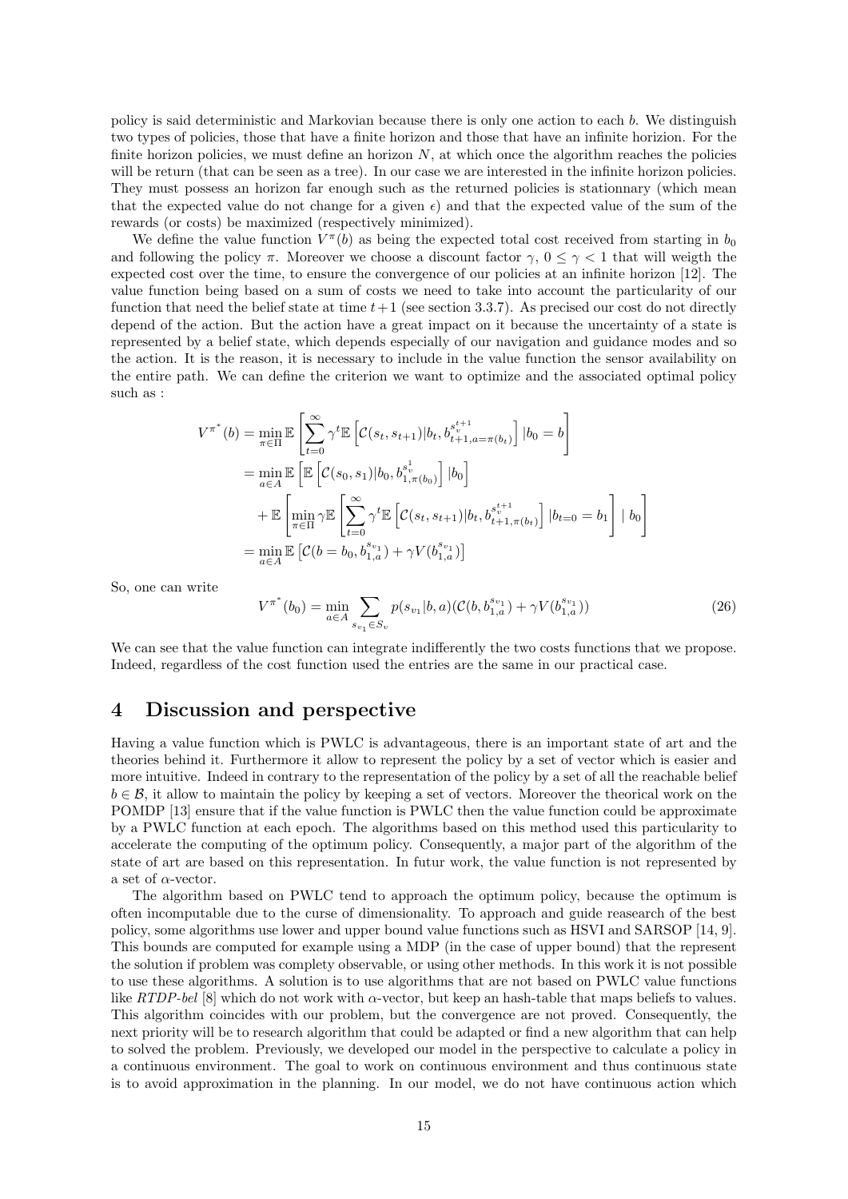policy is said deterministic and Markovian because there is only one action to each $b$. We distinguish two types of policies, those that have a finite horizon and those that have an infinite horizion. For the finite horizon policies, we must define an horizon $N$, at which once the algorithm reaches the policies will be return (that can be seen as a tree). In our case we are interested in the infinite horizon policies. They must possess an horizon far enough such as the returned policies is stationnary (which mean that the expected value do not change for a given $\epsilon$) and that the expected value of the sum of the rewards (or costs) be maximized (respectively minimized).

We define the value function $V^{\pi}(b)$ as being the expected total cost received from starting in $b_0$ and following the policy $\pi$. Moreover we choose a discount factor $\gamma$, $0 \leq \gamma < 1$ that will weigth the expected cost over the time, to ensure the convergence of our policies at an infinite horizon [12]. The value function being based on a sum of costs we need to take into account the particularity of our function that need the belief state at time $t+1$ (see section 3.3.7). As precised our cost do not directly depend of the action. But the action have a great impact on it because the uncertainty of a state is represented by a belief state, which depends especially of our navigation and guidance modes and so the action. It is the reason, it is necessary to include in the value function the sensor availability on the entire path. We can define the criterion we want to optimize and the associated optimal policy such as :

$$
\begin{aligned}
V^{\pi^*}(b) &= \min_{\pi \in \Pi} \mathbb{E}\left[\sum_{t=0}^{\infty} \gamma^t \mathbb{E}\left[\mathcal{C}(s_t, s_{t+1}) | b_t, b_{t+1, a=\pi(b_t)}^{s_v^{t+1}}\right] | b_0 = b\right] \\
&= \min_{a \in A} \mathbb{E}\left[\mathbb{E}\left[\mathcal{C}(s_0, s_1) | b_0, b_{1, \pi(b_0)}^{s_v^1}\right] | b_0\right] \\
&\quad + \mathbb{E}\left[\min_{\pi \in \Pi} \gamma \mathbb{E}\left[\sum_{t=0}^{\infty} \gamma^t \mathbb{E}\left[\mathcal{C}(s_t, s_{t+1}) | b_t, b_{t+1, \pi(b_t)}^{s_v^{t+1}}\right] | b_{t=0} = b_1\right] \mid b_0\right] \\
&= \min_{a \in A} \mathbb{E}\left[\mathcal{C}(b = b_0, b_{1,a}^{s_{v_1}}) + \gamma V(b_{1,a}^{s_{v_1}})\right]
\end{aligned}
$$

So, one can write

$$
V^{\pi^*}(b_0) = \min_{a \in A} \sum_{s_{v_1} \in S_v} p(s_{v_1} | b, a)(\mathcal{C}(b, b_{1,a}^{s_{v_1}}) + \gamma V(b_{1,a}^{s_{v_1}})) \tag{26}
$$

We can see that the value function can integrate indifferently the two costs functions that we propose. Indeed, regardless of the cost function used the entries are the same in our practical case.

# 4 Discussion and perspective

Having a value function which is PWLC is advantageous, there is an important state of art and the theories behind it. Furthermore it allow to represent the policy by a set of vector which is easier and more intuitive. Indeed in contrary to the representation of the policy by a set of all the reachable belief $b \in \mathcal{B}$, it allow to maintain the policy by keeping a set of vectors. Moreover the theorical work on the POMDP [13] ensure that if the value function is PWLC then the value function could be approximate by a PWLC function at each epoch. The algorithms based on this method used this particularity to accelerate the computing of the optimum policy. Consequently, a major part of the algorithm of the state of art are based on this representation. In futur work, the value function is not represented by a set of $\alpha$-vector.

The algorithm based on PWLC tend to approach the optimum policy, because the optimum is often incomputable due to the curse of dimensionality. To approach and guide reasearch of the best policy, some algorithms use lower and upper bound value functions such as HSVI and SARSOP [14, 9]. This bounds are computed for example using a MDP (in the case of upper bound) that the represent the solution if problem was complety observable, or using other methods. In this work it is not possible to use these algorithms. A solution is to use algorithms that are not based on PWLC value functions like *RTDP-bel* [8] which do not work with $\alpha$-vector, but keep an hash-table that maps beliefs to values. This algorithm coincides with our problem, but the convergence are not proved. Consequently, the next priority will be to research algorithm that could be adapted or find a new algorithm that can help to solved the problem. Previously, we developed our model in the perspective to calculate a policy in a continuous environment. The goal to work on continuous environment and thus continuous state is to avoid approximation in the planning. In our model, we do not have continuous action which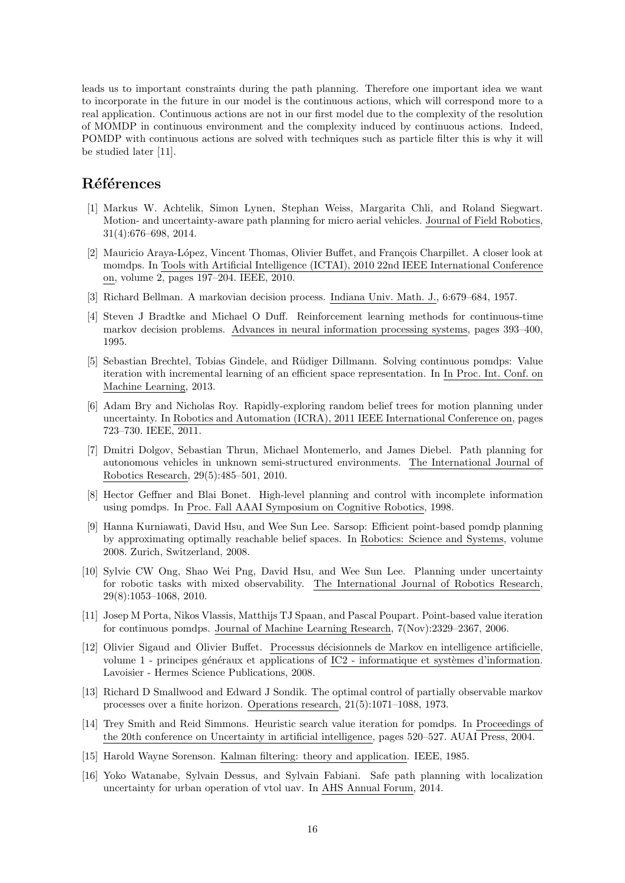leads us to important constraints during the path planning. Therefore one important idea we want to incorporate in the future in our model is the continuous actions, which will correspond more to a real application. Continuous actions are not in our first model due to the complexity of the resolution of MOMDP in continuous environment and the complexity induced by continuous actions. Indeed, POMDP with continuous actions are solved with techniques such as particle filter this is why it will be studied later [11].

## Références

[1] Markus W. Achtelik, Simon Lynen, Stephan Weiss, Margarita Chli, and Roland Siegwart. Motion- and uncertainty-aware path planning for micro aerial vehicles. Journal of Field Robotics, 31(4):676–698, 2014.

[2] Mauricio Araya-López, Vincent Thomas, Olivier Buffet, and François Charpillet. A closer look at momdps. In Tools with Artificial Intelligence (ICTAI), 2010 22nd IEEE International Conference on, volume 2, pages 197–204. IEEE, 2010.

[3] Richard Bellman. A markovian decision process. Indiana Univ. Math. J., 6:679–684, 1957.

[4] Steven J Bradtke and Michael O Duff. Reinforcement learning methods for continuous-time markov decision problems. Advances in neural information processing systems, pages 393–400, 1995.

[5] Sebastian Brechtel, Tobias Gindele, and Rüdiger Dillmann. Solving continuous pomdps: Value iteration with incremental learning of an efficient space representation. In In Proc. Int. Conf. on Machine Learning, 2013.

[6] Adam Bry and Nicholas Roy. Rapidly-exploring random belief trees for motion planning under uncertainty. In Robotics and Automation (ICRA), 2011 IEEE International Conference on, pages 723–730. IEEE, 2011.

[7] Dmitri Dolgov, Sebastian Thrun, Michael Montemerlo, and James Diebel. Path planning for autonomous vehicles in unknown semi-structured environments. The International Journal of Robotics Research, 29(5):485–501, 2010.

[8] Hector Geffner and Blai Bonet. High-level planning and control with incomplete information using pomdps. In Proc. Fall AAAI Symposium on Cognitive Robotics, 1998.

[9] Hanna Kurniawati, David Hsu, and Wee Sun Lee. Sarsop: Efficient point-based pomdp planning by approximating optimally reachable belief spaces. In Robotics: Science and Systems, volume 2008. Zurich, Switzerland, 2008.

[10] Sylvie CW Ong, Shao Wei Png, David Hsu, and Wee Sun Lee. Planning under uncertainty for robotic tasks with mixed observability. The International Journal of Robotics Research, 29(8):1053–1068, 2010.

[11] Josep M Porta, Nikos Vlassis, Matthijs TJ Spaan, and Pascal Poupart. Point-based value iteration for continuous pomdps. Journal of Machine Learning Research, 7(Nov):2329–2367, 2006.

[12] Olivier Sigaud and Olivier Buffet. Processus décisionnels de Markov en intelligence artificielle, volume 1 - principes généraux et applications of IC2 - informatique et systèmes d'information. Lavoisier - Hermes Science Publications, 2008.

[13] Richard D Smallwood and Edward J Sondik. The optimal control of partially observable markov processes over a finite horizon. Operations research, 21(5):1071–1088, 1973.

[14] Trey Smith and Reid Simmons. Heuristic search value iteration for pomdps. In Proceedings of the 20th conference on Uncertainty in artificial intelligence, pages 520–527. AUAI Press, 2004.

[15] Harold Wayne Sorenson. Kalman filtering: theory and application. IEEE, 1985.

[16] Yoko Watanabe, Sylvain Dessus, and Sylvain Fabiani. Safe path planning with localization uncertainty for urban operation of vtol uav. In AHS Annual Forum, 2014.